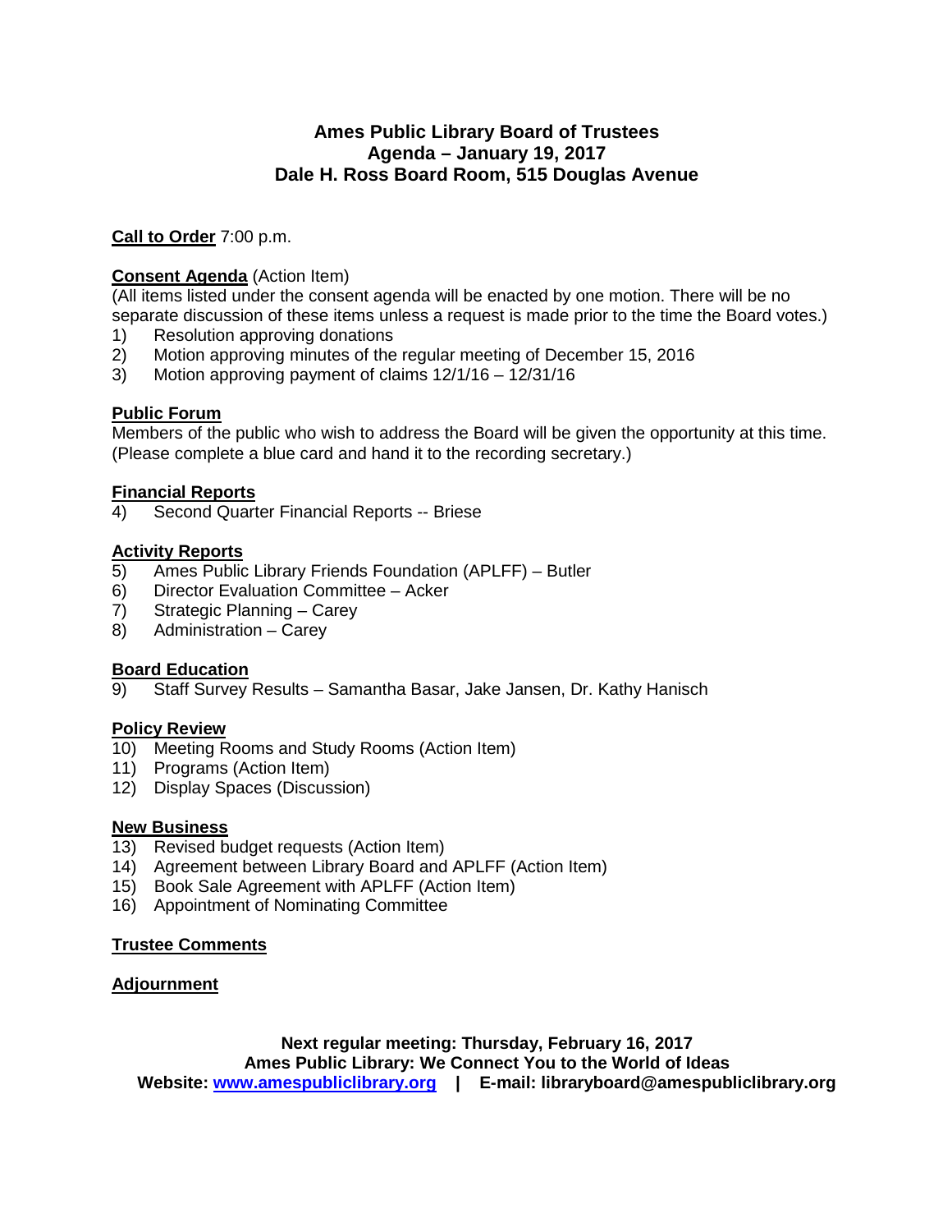# Ames Public Library Board of Trustees
## Agenda – January 19, 2017
## Dale H. Ross Board Room, 515 Douglas Avenue

**Call to Order** 7:00 p.m.

**Consent Agenda** (Action Item)
(All items listed under the consent agenda will be enacted by one motion. There will be no separate discussion of these items unless a request is made prior to the time the Board votes.)

1) Resolution approving donations
2) Motion approving minutes of the regular meeting of December 15, 2016
3) Motion approving payment of claims 12/1/16 – 12/31/16

**Public Forum**
Members of the public who wish to address the Board will be given the opportunity at this time. (Please complete a blue card and hand it to the recording secretary.)

**Financial Reports**

4) Second Quarter Financial Reports -- Briese

**Activity Reports**

5) Ames Public Library Friends Foundation (APLFF) – Butler
6) Director Evaluation Committee – Acker
7) Strategic Planning – Carey
8) Administration – Carey

**Board Education**

9) Staff Survey Results – Samantha Basar, Jake Jansen, Dr. Kathy Hanisch

**Policy Review**

10) Meeting Rooms and Study Rooms (Action Item)
11) Programs (Action Item)
12) Display Spaces (Discussion)

**New Business**

13) Revised budget requests (Action Item)
14) Agreement between Library Board and APLFF (Action Item)
15) Book Sale Agreement with APLFF (Action Item)
16) Appointment of Nominating Committee

**Trustee Comments**

**Adjournment**

**Next regular meeting: Thursday, February 16, 2017**
**Ames Public Library: We Connect You to the World of Ideas**
**Website: www.amespubliclibrary.org | E-mail: libraryboard@amespubliclibrary.org**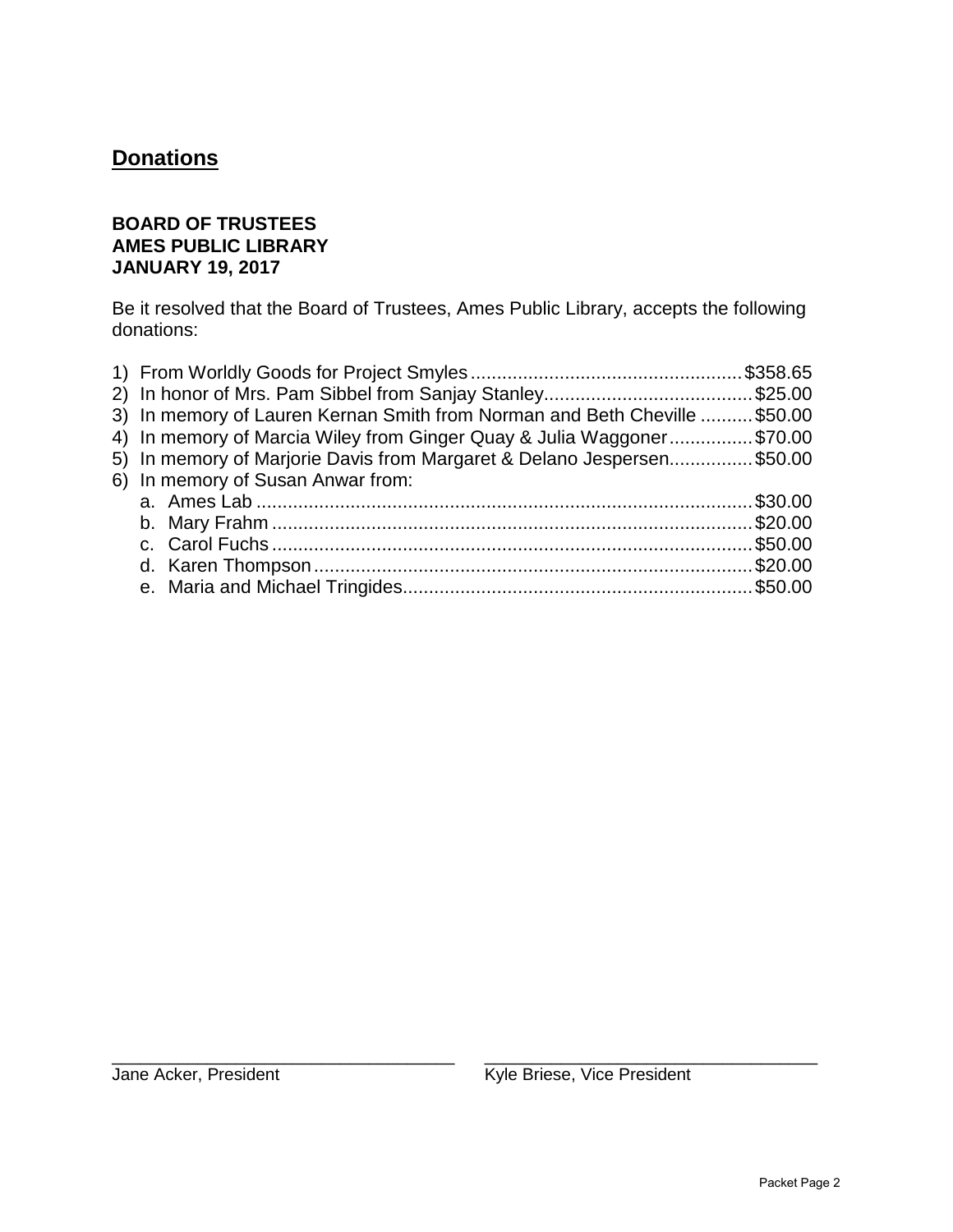## Donations

**BOARD OF TRUSTEES**
**AMES PUBLIC LIBRARY**
**JANUARY 19, 2017**

Be it resolved that the Board of Trustees, Ames Public Library, accepts the following donations:

1) From Worldly Goods for Project Smyles .................................................... $358.65
2) In honor of Mrs. Pam Sibbel from Sanjay Stanley........................................ $25.00
3) In memory of Lauren Kernan Smith from Norman and Beth Cheville .......... $50.00
4) In memory of Marcia Wiley from Ginger Quay & Julia Waggoner................ $70.00
5) In memory of Marjorie Davis from Margaret & Delano Jespersen................ $50.00
6) In memory of Susan Anwar from:
   a. Ames Lab ............................................................................................... $30.00
   b. Mary Frahm ........................................................................................... $20.00
   c. Carol Fuchs ........................................................................................... $50.00
   d. Karen Thompson ................................................................................... $20.00
   e. Maria and Michael Tringides.................................................................. $50.00

___________________________________
Jane Acker, President

___________________________________
Kyle Briese, Vice President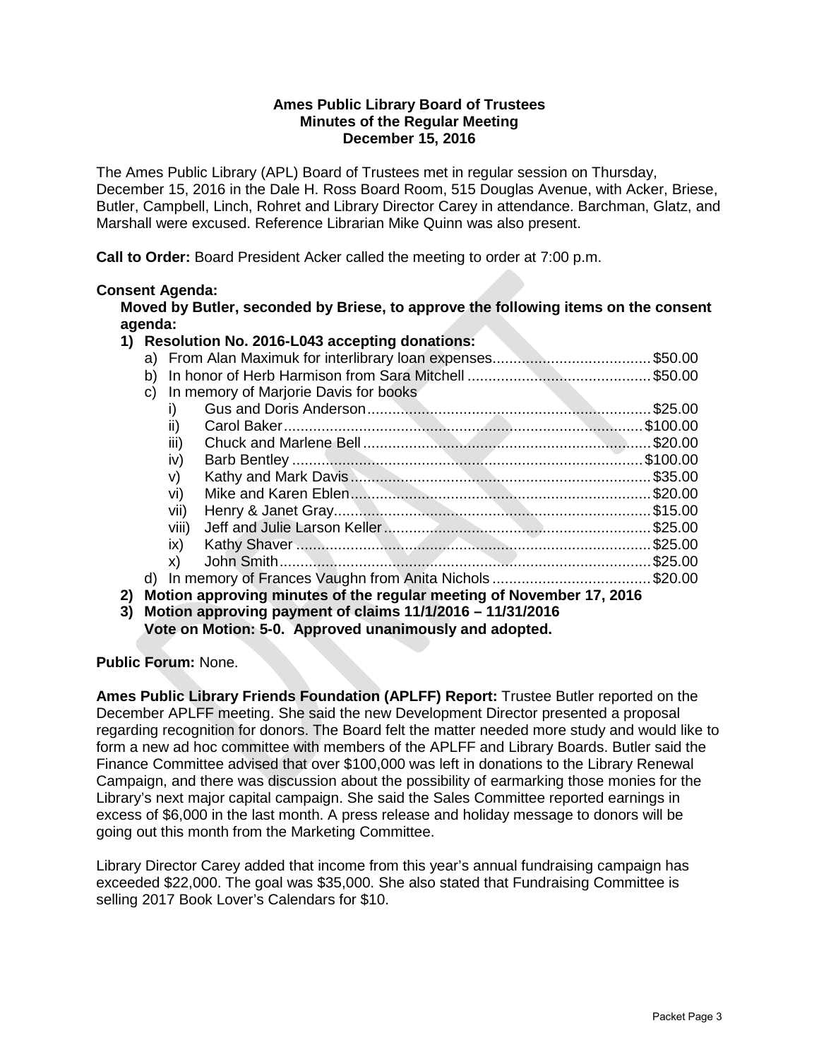**Ames Public Library Board of Trustees**
**Minutes of the Regular Meeting**
**December 15, 2016**

The Ames Public Library (APL) Board of Trustees met in regular session on Thursday, December 15, 2016 in the Dale H. Ross Board Room, 515 Douglas Avenue, with Acker, Briese, Butler, Campbell, Linch, Rohret and Library Director Carey in attendance. Barchman, Glatz, and Marshall were excused. Reference Librarian Mike Quinn was also present.

**Call to Order:** Board President Acker called the meeting to order at 7:00 p.m.

**Consent Agenda:**

**Moved by Butler, seconded by Briese, to approve the following items on the consent agenda:**

1) **Resolution No. 2016-L043 accepting donations:**
   a) From Alan Maximuk for interlibrary loan expenses....................................$50.00
   b) In honor of Herb Harmison from Sara Mitchell ..........................................$50.00
   c) In memory of Marjorie Davis for books
      i) Gus and Doris Anderson..................................................................$25.00
      ii) Carol Baker....................................................................................$100.00
      iii) Chuck and Marlene Bell..................................................................$20.00
      iv) Barb Bentley ..................................................................................$100.00
      v) Kathy and Mark Davis......................................................................$35.00
      vi) Mike and Karen Eblen.....................................................................$20.00
      vii) Henry & Janet Gray.........................................................................$15.00
      viii) Jeff and Julie Larson Keller.............................................................$25.00
      ix) Kathy Shaver ..................................................................................$25.00
      x) John Smith.......................................................................................$25.00
   d) In memory of Frances Vaughn from Anita Nichols ....................................$20.00
2) **Motion approving minutes of the regular meeting of November 17, 2016**
3) **Motion approving payment of claims 11/1/2016 – 11/31/2016**
   **Vote on Motion: 5-0. Approved unanimously and adopted.**

**Public Forum:** None.

**Ames Public Library Friends Foundation (APLFF) Report:** Trustee Butler reported on the December APLFF meeting. She said the new Development Director presented a proposal regarding recognition for donors. The Board felt the matter needed more study and would like to form a new ad hoc committee with members of the APLFF and Library Boards. Butler said the Finance Committee advised that over $100,000 was left in donations to the Library Renewal Campaign, and there was discussion about the possibility of earmarking those monies for the Library's next major capital campaign. She said the Sales Committee reported earnings in excess of $6,000 in the last month. A press release and holiday message to donors will be going out this month from the Marketing Committee.

Library Director Carey added that income from this year's annual fundraising campaign has exceeded $22,000. The goal was $35,000. She also stated that Fundraising Committee is selling 2017 Book Lover's Calendars for $10.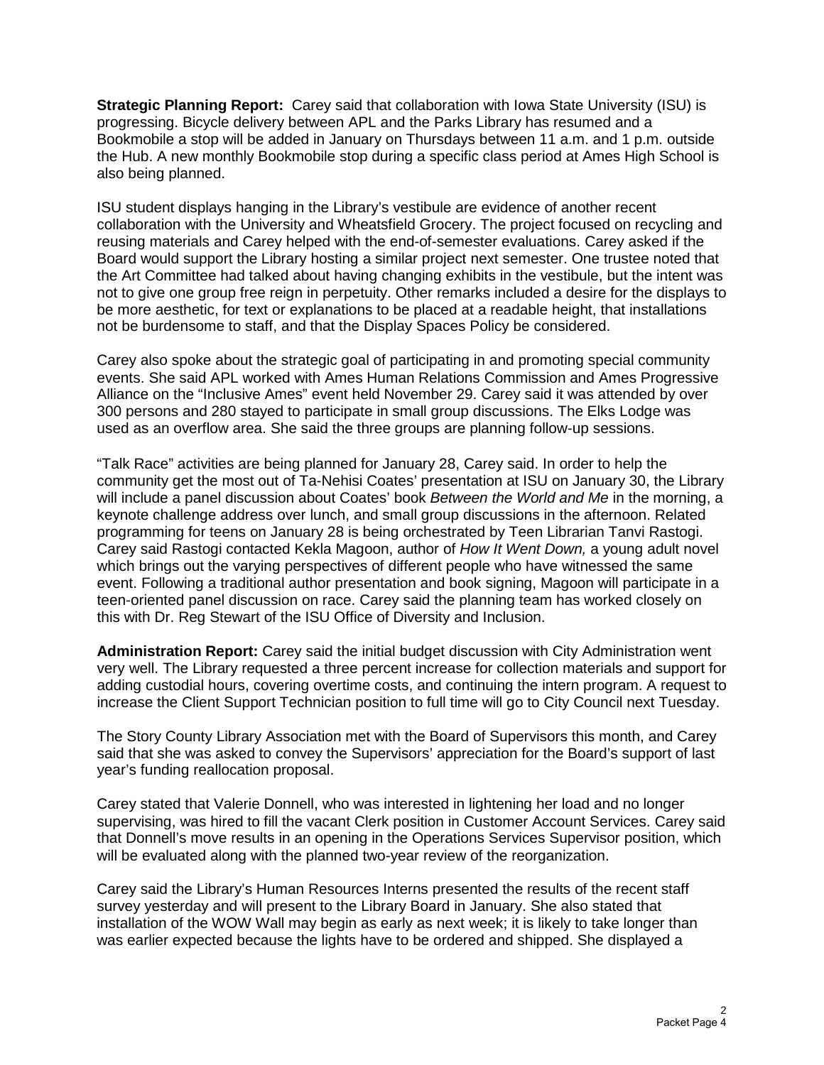**Strategic Planning Report:** Carey said that collaboration with Iowa State University (ISU) is progressing. Bicycle delivery between APL and the Parks Library has resumed and a Bookmobile a stop will be added in January on Thursdays between 11 a.m. and 1 p.m. outside the Hub. A new monthly Bookmobile stop during a specific class period at Ames High School is also being planned.

ISU student displays hanging in the Library's vestibule are evidence of another recent collaboration with the University and Wheatsfield Grocery. The project focused on recycling and reusing materials and Carey helped with the end-of-semester evaluations. Carey asked if the Board would support the Library hosting a similar project next semester. One trustee noted that the Art Committee had talked about having changing exhibits in the vestibule, but the intent was not to give one group free reign in perpetuity. Other remarks included a desire for the displays to be more aesthetic, for text or explanations to be placed at a readable height, that installations not be burdensome to staff, and that the Display Spaces Policy be considered.

Carey also spoke about the strategic goal of participating in and promoting special community events. She said APL worked with Ames Human Relations Commission and Ames Progressive Alliance on the "Inclusive Ames" event held November 29. Carey said it was attended by over 300 persons and 280 stayed to participate in small group discussions. The Elks Lodge was used as an overflow area. She said the three groups are planning follow-up sessions.

"Talk Race" activities are being planned for January 28, Carey said. In order to help the community get the most out of Ta-Nehisi Coates' presentation at ISU on January 30, the Library will include a panel discussion about Coates' book *Between the World and Me* in the morning, a keynote challenge address over lunch, and small group discussions in the afternoon. Related programming for teens on January 28 is being orchestrated by Teen Librarian Tanvi Rastogi. Carey said Rastogi contacted Kekla Magoon, author of *How It Went Down,* a young adult novel which brings out the varying perspectives of different people who have witnessed the same event. Following a traditional author presentation and book signing, Magoon will participate in a teen-oriented panel discussion on race. Carey said the planning team has worked closely on this with Dr. Reg Stewart of the ISU Office of Diversity and Inclusion.

**Administration Report:** Carey said the initial budget discussion with City Administration went very well. The Library requested a three percent increase for collection materials and support for adding custodial hours, covering overtime costs, and continuing the intern program. A request to increase the Client Support Technician position to full time will go to City Council next Tuesday.

The Story County Library Association met with the Board of Supervisors this month, and Carey said that she was asked to convey the Supervisors' appreciation for the Board's support of last year's funding reallocation proposal.

Carey stated that Valerie Donnell, who was interested in lightening her load and no longer supervising, was hired to fill the vacant Clerk position in Customer Account Services. Carey said that Donnell's move results in an opening in the Operations Services Supervisor position, which will be evaluated along with the planned two-year review of the reorganization.

Carey said the Library's Human Resources Interns presented the results of the recent staff survey yesterday and will present to the Library Board in January. She also stated that installation of the WOW Wall may begin as early as next week; it is likely to take longer than was earlier expected because the lights have to be ordered and shipped. She displayed a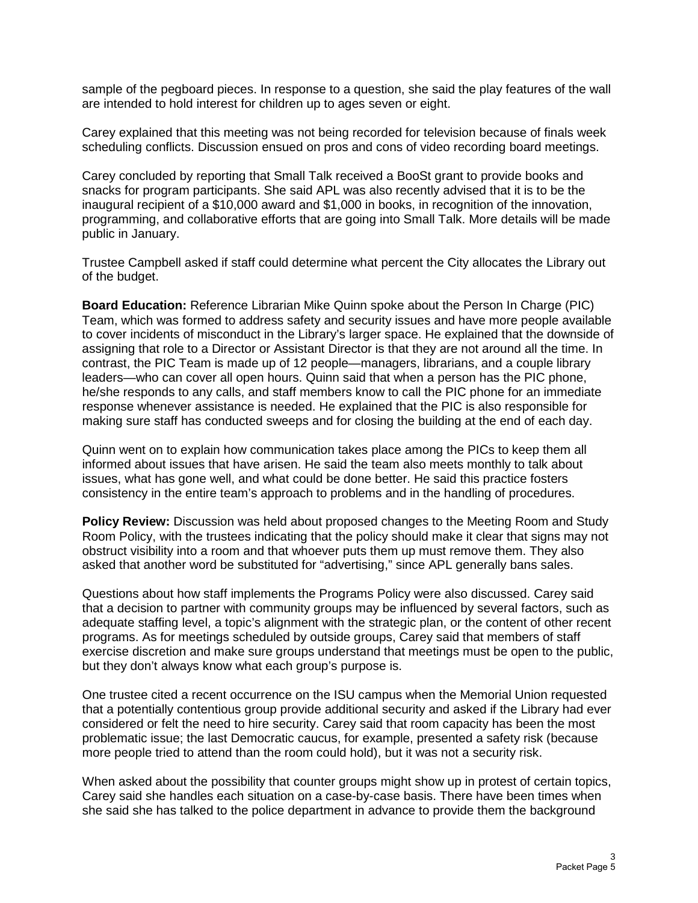sample of the pegboard pieces. In response to a question, she said the play features of the wall are intended to hold interest for children up to ages seven or eight.

Carey explained that this meeting was not being recorded for television because of finals week scheduling conflicts. Discussion ensued on pros and cons of video recording board meetings.

Carey concluded by reporting that Small Talk received a BooSt grant to provide books and snacks for program participants. She said APL was also recently advised that it is to be the inaugural recipient of a $10,000 award and $1,000 in books, in recognition of the innovation, programming, and collaborative efforts that are going into Small Talk. More details will be made public in January.

Trustee Campbell asked if staff could determine what percent the City allocates the Library out of the budget.

**Board Education:** Reference Librarian Mike Quinn spoke about the Person In Charge (PIC) Team, which was formed to address safety and security issues and have more people available to cover incidents of misconduct in the Library's larger space. He explained that the downside of assigning that role to a Director or Assistant Director is that they are not around all the time. In contrast, the PIC Team is made up of 12 people—managers, librarians, and a couple library leaders—who can cover all open hours. Quinn said that when a person has the PIC phone, he/she responds to any calls, and staff members know to call the PIC phone for an immediate response whenever assistance is needed. He explained that the PIC is also responsible for making sure staff has conducted sweeps and for closing the building at the end of each day.

Quinn went on to explain how communication takes place among the PICs to keep them all informed about issues that have arisen. He said the team also meets monthly to talk about issues, what has gone well, and what could be done better. He said this practice fosters consistency in the entire team's approach to problems and in the handling of procedures.

**Policy Review:** Discussion was held about proposed changes to the Meeting Room and Study Room Policy, with the trustees indicating that the policy should make it clear that signs may not obstruct visibility into a room and that whoever puts them up must remove them. They also asked that another word be substituted for "advertising," since APL generally bans sales.

Questions about how staff implements the Programs Policy were also discussed. Carey said that a decision to partner with community groups may be influenced by several factors, such as adequate staffing level, a topic's alignment with the strategic plan, or the content of other recent programs. As for meetings scheduled by outside groups, Carey said that members of staff exercise discretion and make sure groups understand that meetings must be open to the public, but they don't always know what each group's purpose is.

One trustee cited a recent occurrence on the ISU campus when the Memorial Union requested that a potentially contentious group provide additional security and asked if the Library had ever considered or felt the need to hire security. Carey said that room capacity has been the most problematic issue; the last Democratic caucus, for example, presented a safety risk (because more people tried to attend than the room could hold), but it was not a security risk.

When asked about the possibility that counter groups might show up in protest of certain topics, Carey said she handles each situation on a case-by-case basis. There have been times when she said she has talked to the police department in advance to provide them the background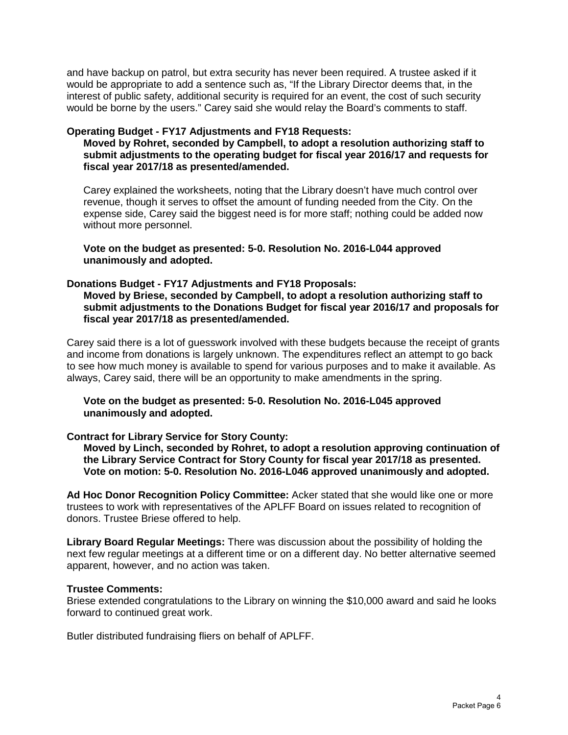and have backup on patrol, but extra security has never been required. A trustee asked if it would be appropriate to add a sentence such as, "If the Library Director deems that, in the interest of public safety, additional security is required for an event, the cost of such security would be borne by the users." Carey said she would relay the Board's comments to staff.

**Operating Budget - FY17 Adjustments and FY18 Requests:**

**Moved by Rohret, seconded by Campbell, to adopt a resolution authorizing staff to submit adjustments to the operating budget for fiscal year 2016/17 and requests for fiscal year 2017/18 as presented/amended.**

Carey explained the worksheets, noting that the Library doesn't have much control over revenue, though it serves to offset the amount of funding needed from the City. On the expense side, Carey said the biggest need is for more staff; nothing could be added now without more personnel.

**Vote on the budget as presented: 5-0. Resolution No. 2016-L044 approved unanimously and adopted.**

**Donations Budget - FY17 Adjustments and FY18 Proposals:**

**Moved by Briese, seconded by Campbell, to adopt a resolution authorizing staff to submit adjustments to the Donations Budget for fiscal year 2016/17 and proposals for fiscal year 2017/18 as presented/amended.**

Carey said there is a lot of guesswork involved with these budgets because the receipt of grants and income from donations is largely unknown. The expenditures reflect an attempt to go back to see how much money is available to spend for various purposes and to make it available. As always, Carey said, there will be an opportunity to make amendments in the spring.

**Vote on the budget as presented: 5-0. Resolution No. 2016-L045 approved unanimously and adopted.**

**Contract for Library Service for Story County:**

**Moved by Linch, seconded by Rohret, to adopt a resolution approving continuation of the Library Service Contract for Story County for fiscal year 2017/18 as presented. Vote on motion: 5-0. Resolution No. 2016-L046 approved unanimously and adopted.**

**Ad Hoc Donor Recognition Policy Committee:** Acker stated that she would like one or more trustees to work with representatives of the APLFF Board on issues related to recognition of donors. Trustee Briese offered to help.

**Library Board Regular Meetings:** There was discussion about the possibility of holding the next few regular meetings at a different time or on a different day. No better alternative seemed apparent, however, and no action was taken.

**Trustee Comments:**

Briese extended congratulations to the Library on winning the $10,000 award and said he looks forward to continued great work.

Butler distributed fundraising fliers on behalf of APLFF.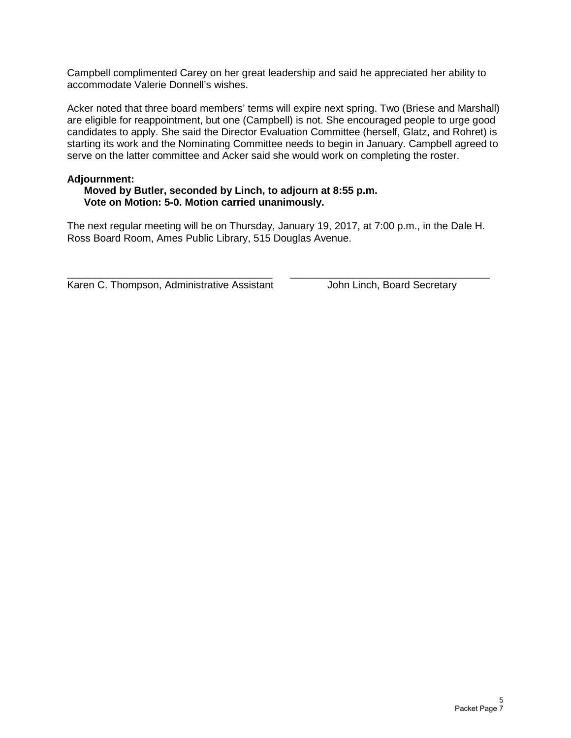Campbell complimented Carey on her great leadership and said he appreciated her ability to accommodate Valerie Donnell's wishes.

Acker noted that three board members' terms will expire next spring. Two (Briese and Marshall) are eligible for reappointment, but one (Campbell) is not. She encouraged people to urge good candidates to apply. She said the Director Evaluation Committee (herself, Glatz, and Rohret) is starting its work and the Nominating Committee needs to begin in January. Campbell agreed to serve on the latter committee and Acker said she would work on completing the roster.

**Adjournment:**

**Moved by Butler, seconded by Linch, to adjourn at 8:55 p.m.**
**Vote on Motion: 5-0. Motion carried unanimously.**

The next regular meeting will be on Thursday, January 19, 2017, at 7:00 p.m., in the Dale H. Ross Board Room, Ames Public Library, 515 Douglas Avenue.

\_\_\_\_\_\_\_\_\_\_\_\_\_\_\_\_\_\_\_\_\_\_\_\_\_\_\_\_\_\_\_\_\_\_\_\_ \_\_\_\_\_\_\_\_\_\_\_\_\_\_\_\_\_\_\_\_\_\_\_\_\_\_\_\_\_\_\_\_\_\_\_\_

Karen C. Thompson, Administrative Assistant    John Linch, Board Secretary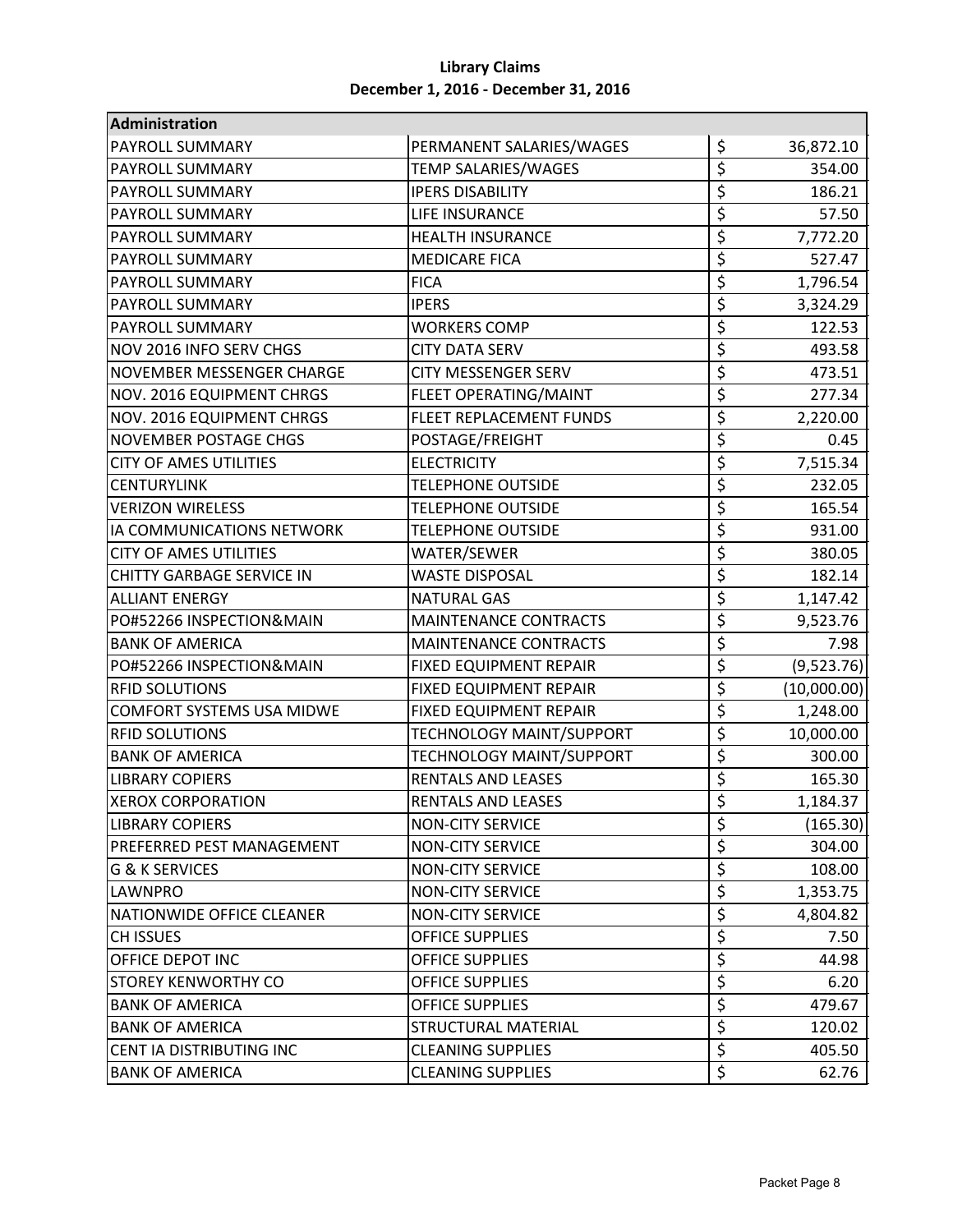**Library Claims**

**December 1, 2016 - December 31, 2016**

| Administration | | |
|---|---|---|
| PAYROLL SUMMARY | PERMANENT SALARIES/WAGES | $ 36,872.10 |
| PAYROLL SUMMARY | TEMP SALARIES/WAGES | $ 354.00 |
| PAYROLL SUMMARY | IPERS DISABILITY | $ 186.21 |
| PAYROLL SUMMARY | LIFE INSURANCE | $ 57.50 |
| PAYROLL SUMMARY | HEALTH INSURANCE | $ 7,772.20 |
| PAYROLL SUMMARY | MEDICARE FICA | $ 527.47 |
| PAYROLL SUMMARY | FICA | $ 1,796.54 |
| PAYROLL SUMMARY | IPERS | $ 3,324.29 |
| PAYROLL SUMMARY | WORKERS COMP | $ 122.53 |
| NOV 2016 INFO SERV CHGS | CITY DATA SERV | $ 493.58 |
| NOVEMBER MESSENGER CHARGE | CITY MESSENGER SERV | $ 473.51 |
| NOV. 2016 EQUIPMENT CHRGS | FLEET OPERATING/MAINT | $ 277.34 |
| NOV. 2016 EQUIPMENT CHRGS | FLEET REPLACEMENT FUNDS | $ 2,220.00 |
| NOVEMBER POSTAGE CHGS | POSTAGE/FREIGHT | $ 0.45 |
| CITY OF AMES UTILITIES | ELECTRICITY | $ 7,515.34 |
| CENTURYLINK | TELEPHONE OUTSIDE | $ 232.05 |
| VERIZON WIRELESS | TELEPHONE OUTSIDE | $ 165.54 |
| IA COMMUNICATIONS NETWORK | TELEPHONE OUTSIDE | $ 931.00 |
| CITY OF AMES UTILITIES | WATER/SEWER | $ 380.05 |
| CHITTY GARBAGE SERVICE IN | WASTE DISPOSAL | $ 182.14 |
| ALLIANT ENERGY | NATURAL GAS | $ 1,147.42 |
| PO#52266 INSPECTION&MAIN | MAINTENANCE CONTRACTS | $ 9,523.76 |
| BANK OF AMERICA | MAINTENANCE CONTRACTS | $ 7.98 |
| PO#52266 INSPECTION&MAIN | FIXED EQUIPMENT REPAIR | $ (9,523.76) |
| RFID SOLUTIONS | FIXED EQUIPMENT REPAIR | $ (10,000.00) |
| COMFORT SYSTEMS USA MIDWE | FIXED EQUIPMENT REPAIR | $ 1,248.00 |
| RFID SOLUTIONS | TECHNOLOGY MAINT/SUPPORT | $ 10,000.00 |
| BANK OF AMERICA | TECHNOLOGY MAINT/SUPPORT | $ 300.00 |
| LIBRARY COPIERS | RENTALS AND LEASES | $ 165.30 |
| XEROX CORPORATION | RENTALS AND LEASES | $ 1,184.37 |
| LIBRARY COPIERS | NON-CITY SERVICE | $ (165.30) |
| PREFERRED PEST MANAGEMENT | NON-CITY SERVICE | $ 304.00 |
| G & K SERVICES | NON-CITY SERVICE | $ 108.00 |
| LAWNPRO | NON-CITY SERVICE | $ 1,353.75 |
| NATIONWIDE OFFICE CLEANER | NON-CITY SERVICE | $ 4,804.82 |
| CH ISSUES | OFFICE SUPPLIES | $ 7.50 |
| OFFICE DEPOT INC | OFFICE SUPPLIES | $ 44.98 |
| STOREY KENWORTHY CO | OFFICE SUPPLIES | $ 6.20 |
| BANK OF AMERICA | OFFICE SUPPLIES | $ 479.67 |
| BANK OF AMERICA | STRUCTURAL MATERIAL | $ 120.02 |
| CENT IA DISTRIBUTING INC | CLEANING SUPPLIES | $ 405.50 |
| BANK OF AMERICA | CLEANING SUPPLIES | $ 62.76 |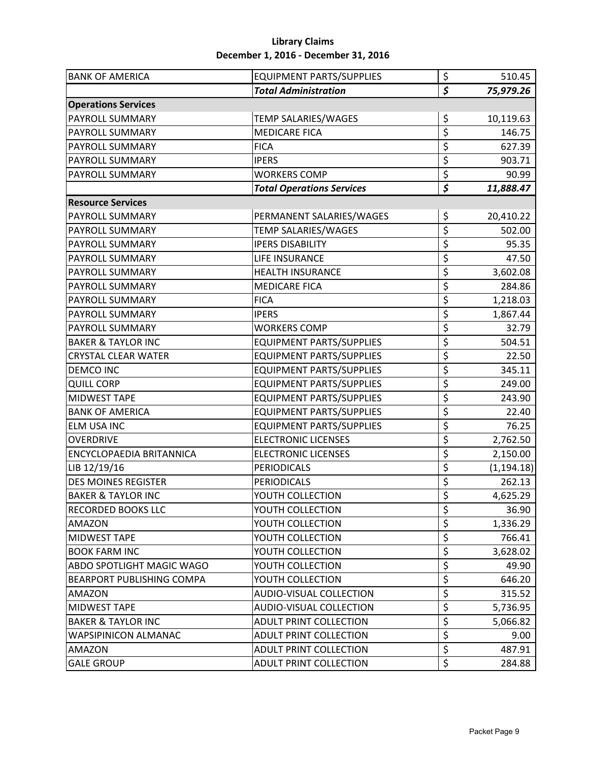**Library Claims**
**December 1, 2016 - December 31, 2016**

| | | |
|---|---|---|
| BANK OF AMERICA | EQUIPMENT PARTS/SUPPLIES | $ 510.45 |
| | ***Total Administration*** | ***$ 75,979.26*** |
| **Operations Services** | | |
| PAYROLL SUMMARY | TEMP SALARIES/WAGES | $ 10,119.63 |
| PAYROLL SUMMARY | MEDICARE FICA | $ 146.75 |
| PAYROLL SUMMARY | FICA | $ 627.39 |
| PAYROLL SUMMARY | IPERS | $ 903.71 |
| PAYROLL SUMMARY | WORKERS COMP | $ 90.99 |
| | ***Total Operations Services*** | ***$ 11,888.47*** |
| **Resource Services** | | |
| PAYROLL SUMMARY | PERMANENT SALARIES/WAGES | $ 20,410.22 |
| PAYROLL SUMMARY | TEMP SALARIES/WAGES | $ 502.00 |
| PAYROLL SUMMARY | IPERS DISABILITY | $ 95.35 |
| PAYROLL SUMMARY | LIFE INSURANCE | $ 47.50 |
| PAYROLL SUMMARY | HEALTH INSURANCE | $ 3,602.08 |
| PAYROLL SUMMARY | MEDICARE FICA | $ 284.86 |
| PAYROLL SUMMARY | FICA | $ 1,218.03 |
| PAYROLL SUMMARY | IPERS | $ 1,867.44 |
| PAYROLL SUMMARY | WORKERS COMP | $ 32.79 |
| BAKER & TAYLOR INC | EQUIPMENT PARTS/SUPPLIES | $ 504.51 |
| CRYSTAL CLEAR WATER | EQUIPMENT PARTS/SUPPLIES | $ 22.50 |
| DEMCO INC | EQUIPMENT PARTS/SUPPLIES | $ 345.11 |
| QUILL CORP | EQUIPMENT PARTS/SUPPLIES | $ 249.00 |
| MIDWEST TAPE | EQUIPMENT PARTS/SUPPLIES | $ 243.90 |
| BANK OF AMERICA | EQUIPMENT PARTS/SUPPLIES | $ 22.40 |
| ELM USA INC | EQUIPMENT PARTS/SUPPLIES | $ 76.25 |
| OVERDRIVE | ELECTRONIC LICENSES | $ 2,762.50 |
| ENCYCLOPAEDIA BRITANNICA | ELECTRONIC LICENSES | $ 2,150.00 |
| LIB 12/19/16 | PERIODICALS | $ (1,194.18) |
| DES MOINES REGISTER | PERIODICALS | $ 262.13 |
| BAKER & TAYLOR INC | YOUTH COLLECTION | $ 4,625.29 |
| RECORDED BOOKS LLC | YOUTH COLLECTION | $ 36.90 |
| AMAZON | YOUTH COLLECTION | $ 1,336.29 |
| MIDWEST TAPE | YOUTH COLLECTION | $ 766.41 |
| BOOK FARM INC | YOUTH COLLECTION | $ 3,628.02 |
| ABDO SPOTLIGHT MAGIC WAGO | YOUTH COLLECTION | $ 49.90 |
| BEARPORT PUBLISHING COMPA | YOUTH COLLECTION | $ 646.20 |
| AMAZON | AUDIO-VISUAL COLLECTION | $ 315.52 |
| MIDWEST TAPE | AUDIO-VISUAL COLLECTION | $ 5,736.95 |
| BAKER & TAYLOR INC | ADULT PRINT COLLECTION | $ 5,066.82 |
| WAPSIPINICON ALMANAC | ADULT PRINT COLLECTION | $ 9.00 |
| AMAZON | ADULT PRINT COLLECTION | $ 487.91 |
| GALE GROUP | ADULT PRINT COLLECTION | $ 284.88 |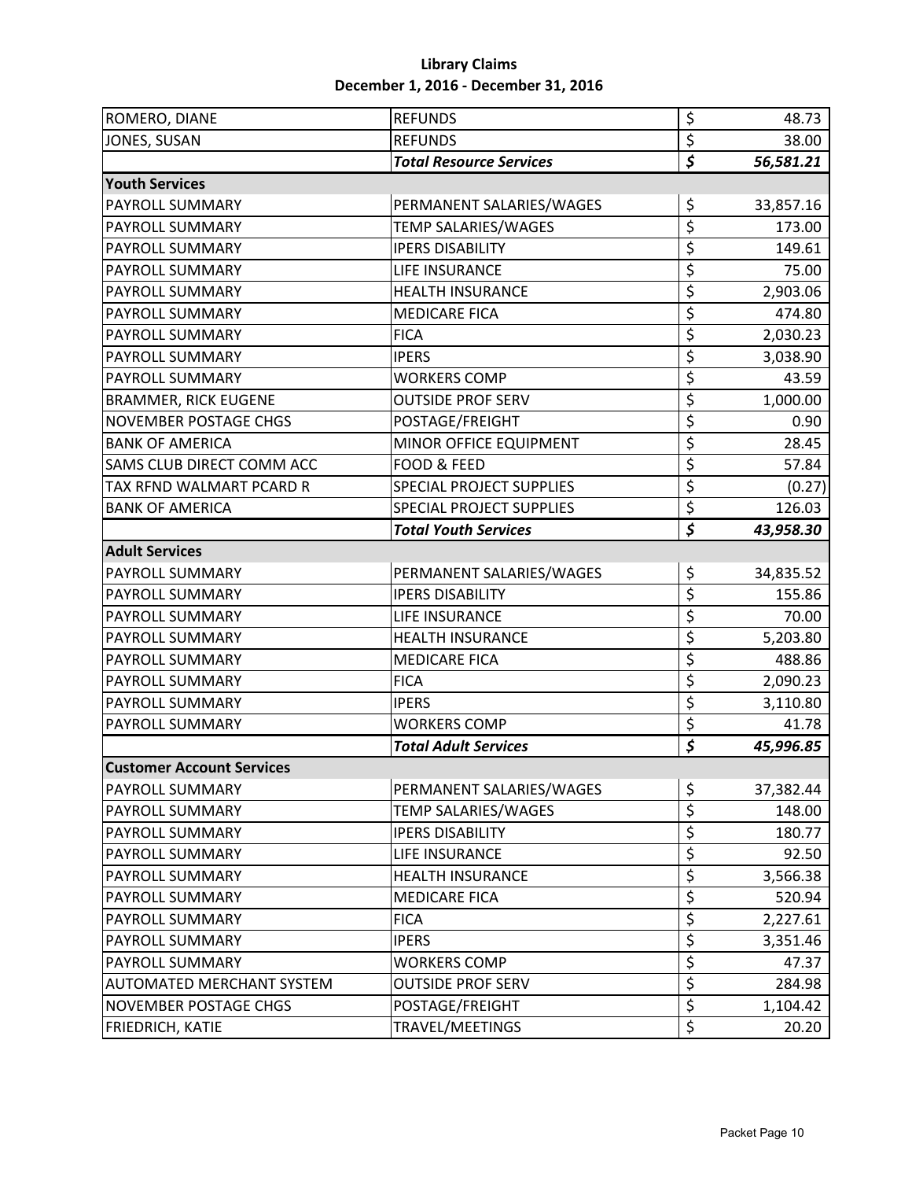**Library Claims**
**December 1, 2016 - December 31, 2016**

| | | |
|---|---|---|
| ROMERO, DIANE | REFUNDS | $ 48.73 |
| JONES, SUSAN | REFUNDS | $ 38.00 |
| | ***Total Resource Services*** | ***$ 56,581.21*** |
| **Youth Services** | | |
| PAYROLL SUMMARY | PERMANENT SALARIES/WAGES | $ 33,857.16 |
| PAYROLL SUMMARY | TEMP SALARIES/WAGES | $ 173.00 |
| PAYROLL SUMMARY | IPERS DISABILITY | $ 149.61 |
| PAYROLL SUMMARY | LIFE INSURANCE | $ 75.00 |
| PAYROLL SUMMARY | HEALTH INSURANCE | $ 2,903.06 |
| PAYROLL SUMMARY | MEDICARE FICA | $ 474.80 |
| PAYROLL SUMMARY | FICA | $ 2,030.23 |
| PAYROLL SUMMARY | IPERS | $ 3,038.90 |
| PAYROLL SUMMARY | WORKERS COMP | $ 43.59 |
| BRAMMER, RICK EUGENE | OUTSIDE PROF SERV | $ 1,000.00 |
| NOVEMBER POSTAGE CHGS | POSTAGE/FREIGHT | $ 0.90 |
| BANK OF AMERICA | MINOR OFFICE EQUIPMENT | $ 28.45 |
| SAMS CLUB DIRECT COMM ACC | FOOD & FEED | $ 57.84 |
| TAX RFND WALMART PCARD R | SPECIAL PROJECT SUPPLIES | $ (0.27) |
| BANK OF AMERICA | SPECIAL PROJECT SUPPLIES | $ 126.03 |
| | ***Total Youth Services*** | ***$ 43,958.30*** |
| **Adult Services** | | |
| PAYROLL SUMMARY | PERMANENT SALARIES/WAGES | $ 34,835.52 |
| PAYROLL SUMMARY | IPERS DISABILITY | $ 155.86 |
| PAYROLL SUMMARY | LIFE INSURANCE | $ 70.00 |
| PAYROLL SUMMARY | HEALTH INSURANCE | $ 5,203.80 |
| PAYROLL SUMMARY | MEDICARE FICA | $ 488.86 |
| PAYROLL SUMMARY | FICA | $ 2,090.23 |
| PAYROLL SUMMARY | IPERS | $ 3,110.80 |
| PAYROLL SUMMARY | WORKERS COMP | $ 41.78 |
| | ***Total Adult Services*** | ***$ 45,996.85*** |
| **Customer Account Services** | | |
| PAYROLL SUMMARY | PERMANENT SALARIES/WAGES | $ 37,382.44 |
| PAYROLL SUMMARY | TEMP SALARIES/WAGES | $ 148.00 |
| PAYROLL SUMMARY | IPERS DISABILITY | $ 180.77 |
| PAYROLL SUMMARY | LIFE INSURANCE | $ 92.50 |
| PAYROLL SUMMARY | HEALTH INSURANCE | $ 3,566.38 |
| PAYROLL SUMMARY | MEDICARE FICA | $ 520.94 |
| PAYROLL SUMMARY | FICA | $ 2,227.61 |
| PAYROLL SUMMARY | IPERS | $ 3,351.46 |
| PAYROLL SUMMARY | WORKERS COMP | $ 47.37 |
| AUTOMATED MERCHANT SYSTEM | OUTSIDE PROF SERV | $ 284.98 |
| NOVEMBER POSTAGE CHGS | POSTAGE/FREIGHT | $ 1,104.42 |
| FRIEDRICH, KATIE | TRAVEL/MEETINGS | $ 20.20 |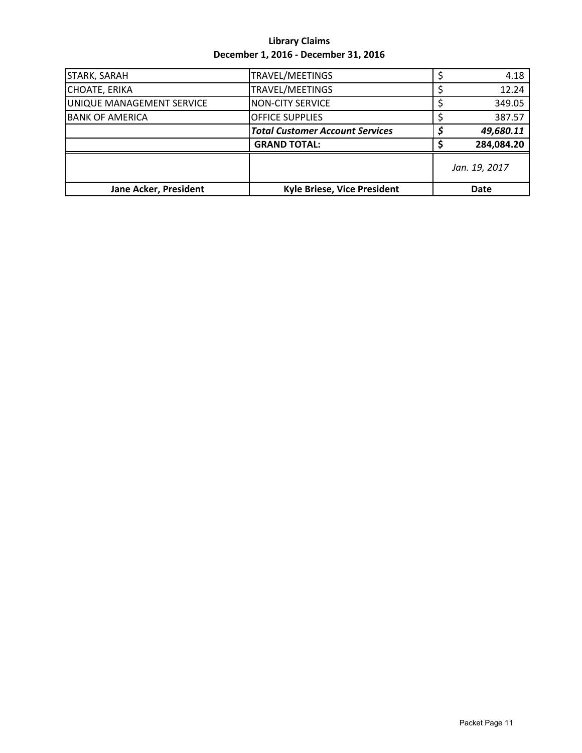**Library Claims**
**December 1, 2016 - December 31, 2016**

| | | |
|---|---|---|
| STARK, SARAH | TRAVEL/MEETINGS | $ 4.18 |
| CHOATE, ERIKA | TRAVEL/MEETINGS | $ 12.24 |
| UNIQUE MANAGEMENT SERVICE | NON-CITY SERVICE | $ 349.05 |
| BANK OF AMERICA | OFFICE SUPPLIES | $ 387.57 |
| | ***Total Customer Account Services*** | ***$ 49,680.11*** |
| | **GRAND TOTAL:** | **$ 284,084.20** |
| | | *Jan. 19, 2017* |
| **Jane Acker, President** | **Kyle Briese, Vice President** | **Date** |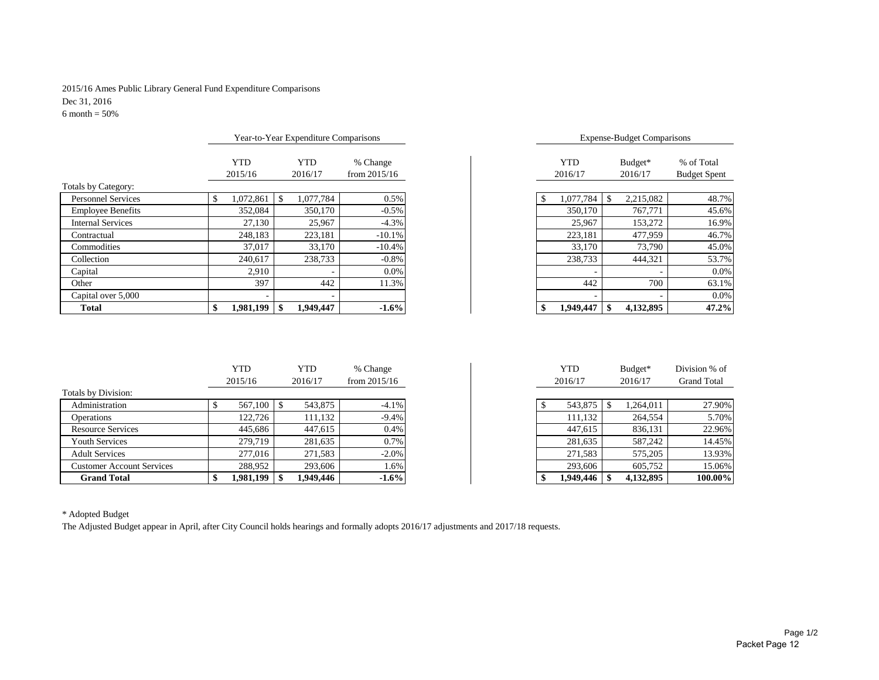2015/16 Ames Public Library General Fund Expenditure Comparisons

Dec 31, 2016

6 month = 50%

| | Year-to-Year Expenditure Comparisons | | | Expense-Budget Comparisons | | |
|---|---|---|---|---|---|---|
| | YTD 2015/16 | YTD 2016/17 | % Change from 2015/16 | YTD 2016/17 | Budget* 2016/17 | % of Total Budget Spent |
| Totals by Category: | | | | | | |
| Personnel Services | $ 1,072,861 | $ 1,077,784 | 0.5% | $ 1,077,784 | $ 2,215,082 | 48.7% |
| Employee Benefits | 352,084 | 350,170 | -0.5% | 350,170 | 767,771 | 45.6% |
| Internal Services | 27,130 | 25,967 | -4.3% | 25,967 | 153,272 | 16.9% |
| Contractual | 248,183 | 223,181 | -10.1% | 223,181 | 477,959 | 46.7% |
| Commodities | 37,017 | 33,170 | -10.4% | 33,170 | 73,790 | 45.0% |
| Collection | 240,617 | 238,733 | -0.8% | 238,733 | 444,321 | 53.7% |
| Capital | 2,910 | - | 0.0% | - | - | 0.0% |
| Other | 397 | 442 | 11.3% | 442 | 700 | 63.1% |
| Capital over 5,000 | - | - | | - | - | 0.0% |
| **Total** | **$ 1,981,199** | **$ 1,949,447** | **-1.6%** | **$ 1,949,447** | **$ 4,132,895** | **47.2%** |

| | YTD 2015/16 | YTD 2016/17 | % Change from 2015/16 | YTD 2016/17 | Budget* 2016/17 | Division % of Grand Total |
|---|---|---|---|---|---|---|
| Totals by Division: | | | | | | |
| Administration | $ 567,100 | $ 543,875 | -4.1% | $ 543,875 | $ 1,264,011 | 27.90% |
| Operations | 122,726 | 111,132 | -9.4% | 111,132 | 264,554 | 5.70% |
| Resource Services | 445,686 | 447,615 | 0.4% | 447,615 | 836,131 | 22.96% |
| Youth Services | 279,719 | 281,635 | 0.7% | 281,635 | 587,242 | 14.45% |
| Adult Services | 277,016 | 271,583 | -2.0% | 271,583 | 575,205 | 13.93% |
| Customer Account Services | 288,952 | 293,606 | 1.6% | 293,606 | 605,752 | 15.06% |
| **Grand Total** | **$ 1,981,199** | **$ 1,949,446** | **-1.6%** | **$ 1,949,446** | **$ 4,132,895** | **100.00%** |

* Adopted Budget

The Adjusted Budget appear in April, after City Council holds hearings and formally adopts 2016/17 adjustments and 2017/18 requests.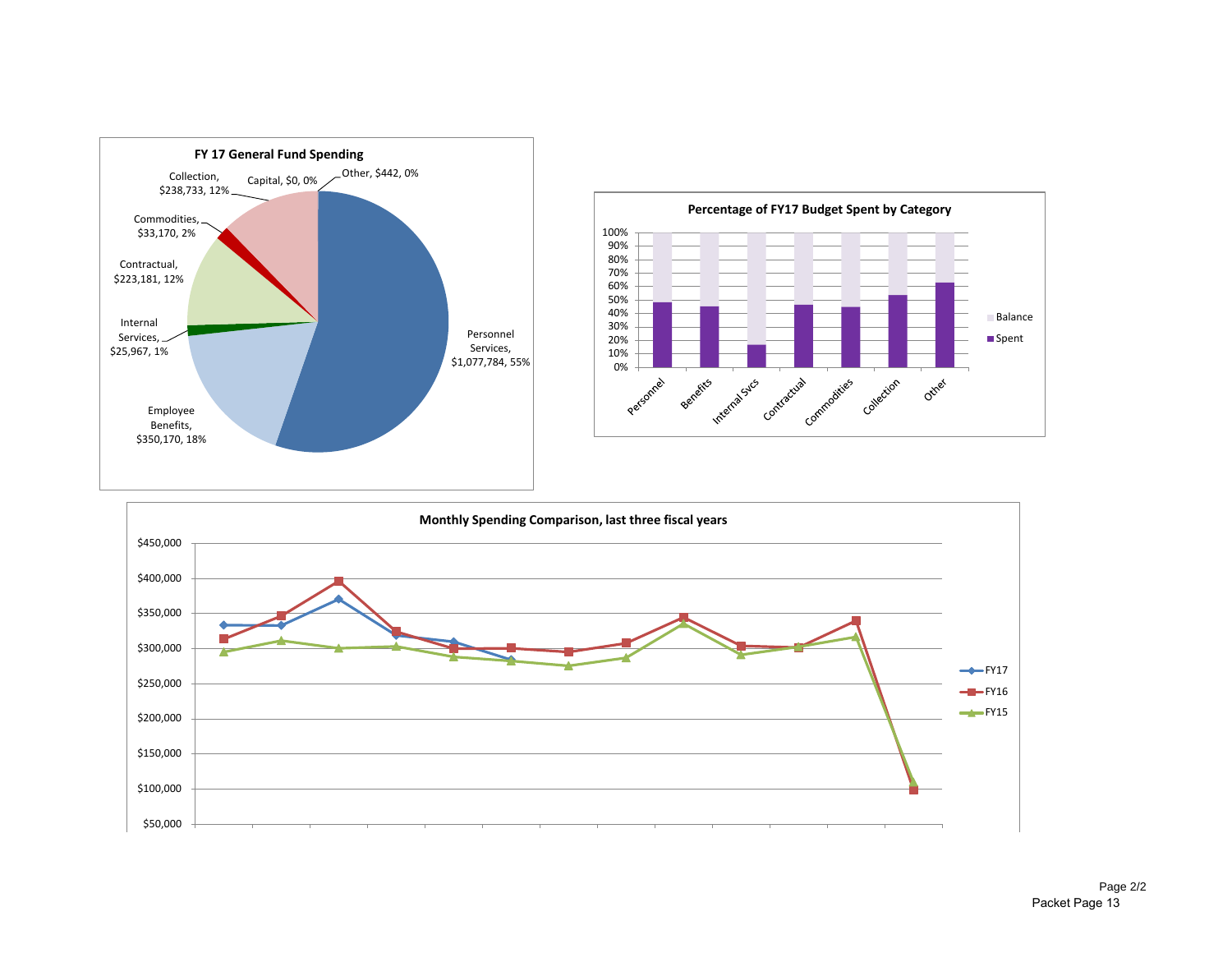**FY 17 General Fund Spending**

- Personnel Services, $1,077,784, 55%
- Employee Benefits, $350,170, 18%
- Internal Services, $25,967, 1%
- Contractual, $223,181, 12%
- Commodities, $33,170, 2%
- Collection, $238,733, 12%
- Capital, $0, 0%
- Other, $442, 0%

**Percentage of FY17 Budget Spent by Category**

Categories: Personnel, Benefits, Internal Svcs, Contractual, Commodities, Collection, Other

Legend: Balance, Spent

**Monthly Spending Comparison, last three fiscal years**

Y-axis: $50,000 – $450,000

Legend: FY17, FY16, FY15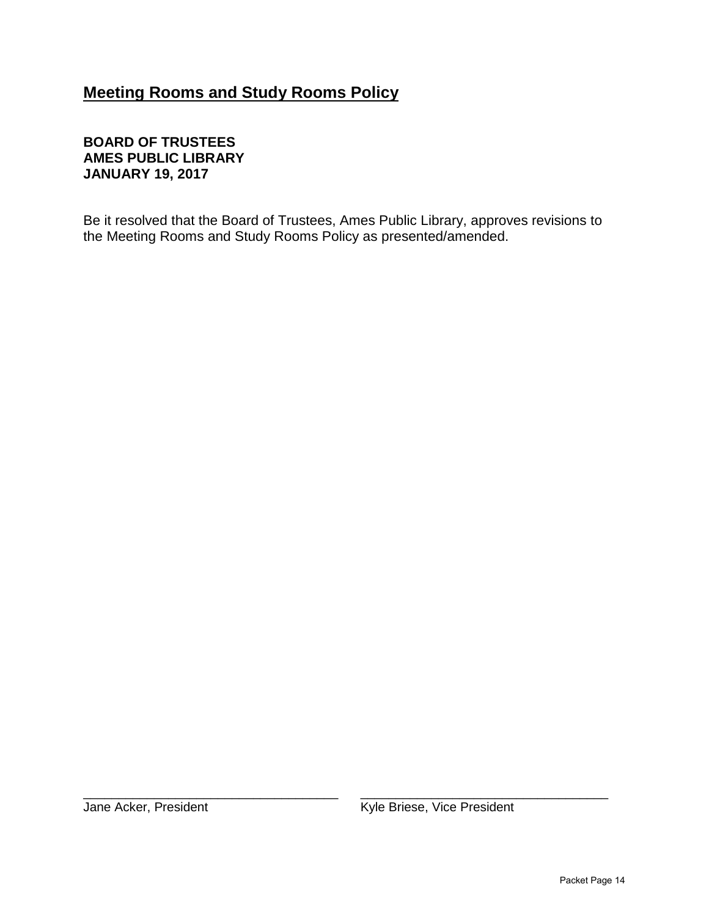## Meeting Rooms and Study Rooms Policy

**BOARD OF TRUSTEES**
**AMES PUBLIC LIBRARY**
**JANUARY 19, 2017**

Be it resolved that the Board of Trustees, Ames Public Library, approves revisions to the Meeting Rooms and Study Rooms Policy as presented/amended.

\_\_\_\_\_\_\_\_\_\_\_\_\_\_\_\_\_\_\_\_\_\_\_\_\_\_\_\_\_\_\_\_\_\_\_
Jane Acker, President

\_\_\_\_\_\_\_\_\_\_\_\_\_\_\_\_\_\_\_\_\_\_\_\_\_\_\_\_\_\_\_\_\_\_\_
Kyle Briese, Vice President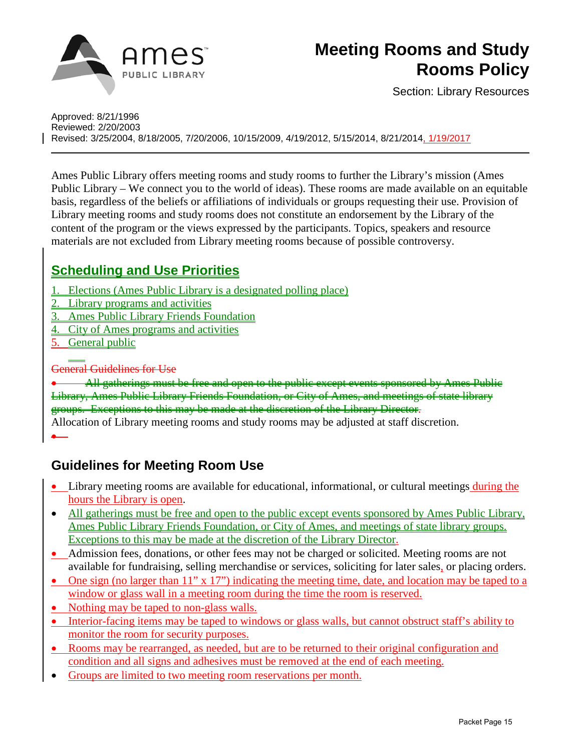# Meeting Rooms and Study Rooms Policy

Section: Library Resources

Approved: 8/21/1996
Reviewed: 2/20/2003
Revised: 3/25/2004, 8/18/2005, 7/20/2006, 10/15/2009, 4/19/2012, 5/15/2014, 8/21/2014, 1/19/2017

---

Ames Public Library offers meeting rooms and study rooms to further the Library's mission (Ames Public Library – We connect you to the world of ideas). These rooms are made available on an equitable basis, regardless of the beliefs or affiliations of individuals or groups requesting their use. Provision of Library meeting rooms and study rooms does not constitute an endorsement by the Library of the content of the program or the views expressed by the participants. Topics, speakers and resource materials are not excluded from Library meeting rooms because of possible controversy.

## Scheduling and Use Priorities

1. Elections (Ames Public Library is a designated polling place)
2. Library programs and activities
3. Ames Public Library Friends Foundation
4. City of Ames programs and activities
5. General public

~~General Guidelines for Use~~

- ~~All gatherings must be free and open to the public except events sponsored by Ames Public Library, Ames Public Library Friends Foundation, or City of Ames, and meetings of state library groups. Exceptions to this may be made at the discretion of the Library Director.~~

Allocation of Library meeting rooms and study rooms may be adjusted at staff discretion.

## Guidelines for Meeting Room Use

- Library meeting rooms are available for educational, informational, or cultural meetings during the hours the Library is open.
- All gatherings must be free and open to the public except events sponsored by Ames Public Library, Ames Public Library Friends Foundation, or City of Ames, and meetings of state library groups. Exceptions to this may be made at the discretion of the Library Director.
- Admission fees, donations, or other fees may not be charged or solicited. Meeting rooms are not available for fundraising, selling merchandise or services, soliciting for later sales, or placing orders.
- One sign (no larger than 11" x 17") indicating the meeting time, date, and location may be taped to a window or glass wall in a meeting room during the time the room is reserved.
- Nothing may be taped to non-glass walls.
- Interior-facing items may be taped to windows or glass walls, but cannot obstruct staff's ability to monitor the room for security purposes.
- Rooms may be rearranged, as needed, but are to be returned to their original configuration and condition and all signs and adhesives must be removed at the end of each meeting.
- Groups are limited to two meeting room reservations per month.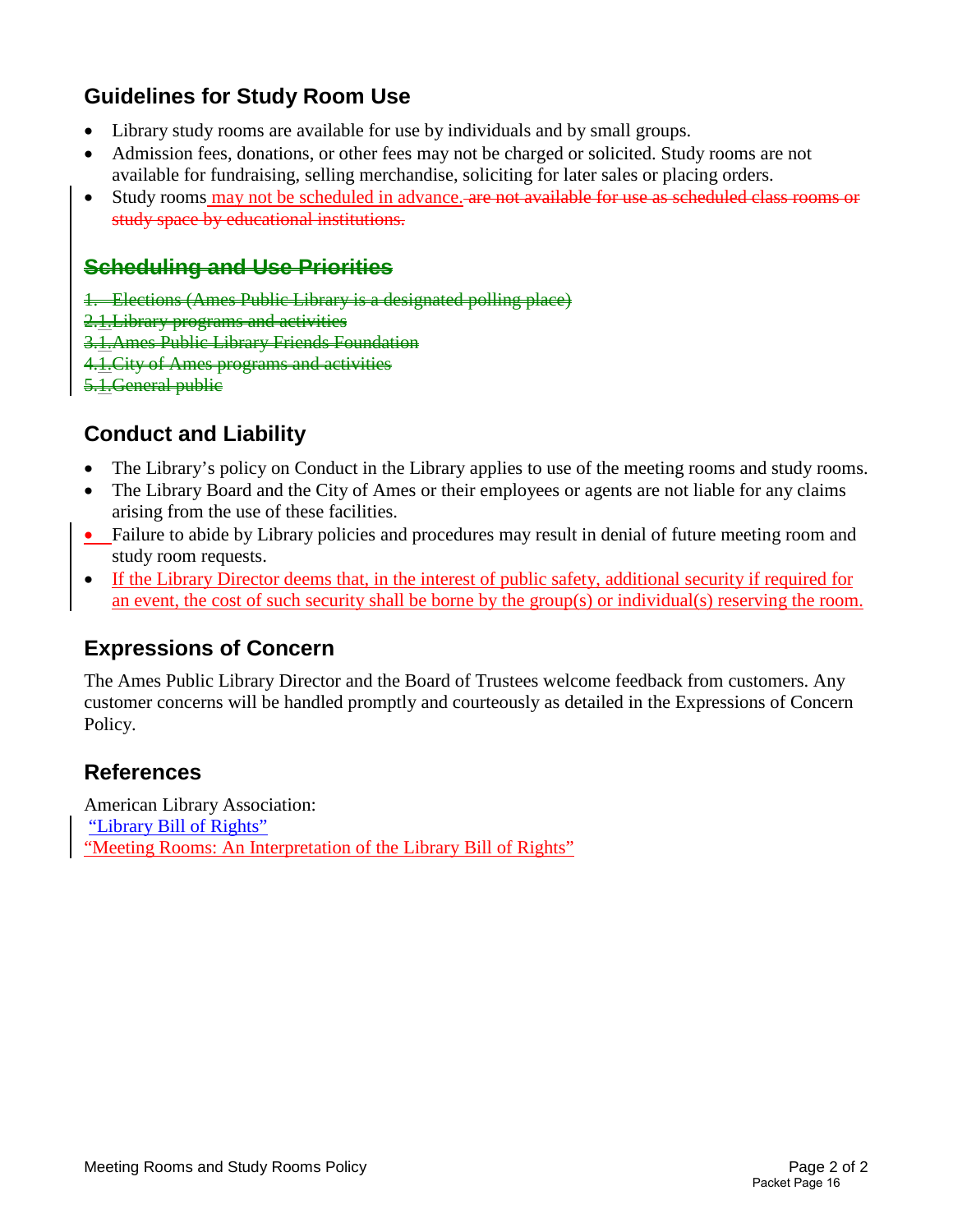## Guidelines for Study Room Use

- Library study rooms are available for use by individuals and by small groups.
- Admission fees, donations, or other fees may not be charged or solicited. Study rooms are not available for fundraising, selling merchandise, soliciting for later sales or placing orders.
- Study rooms may not be scheduled in advance. ~~are not available for use as scheduled class rooms or study space by educational institutions.~~

## ~~Scheduling and Use Priorities~~

~~1. Elections (Ames Public Library is a designated polling place)~~
~~2. Library programs and activities~~
~~3. Ames Public Library Friends Foundation~~
~~4. City of Ames programs and activities~~
~~5. General public~~

## Conduct and Liability

- The Library's policy on Conduct in the Library applies to use of the meeting rooms and study rooms.
- The Library Board and the City of Ames or their employees or agents are not liable for any claims arising from the use of these facilities.
- Failure to abide by Library policies and procedures may result in denial of future meeting room and study room requests.
- If the Library Director deems that, in the interest of public safety, additional security if required for an event, the cost of such security shall be borne by the group(s) or individual(s) reserving the room.

## Expressions of Concern

The Ames Public Library Director and the Board of Trustees welcome feedback from customers. Any customer concerns will be handled promptly and courteously as detailed in the Expressions of Concern Policy.

## References

American Library Association:
"Library Bill of Rights"
"Meeting Rooms: An Interpretation of the Library Bill of Rights"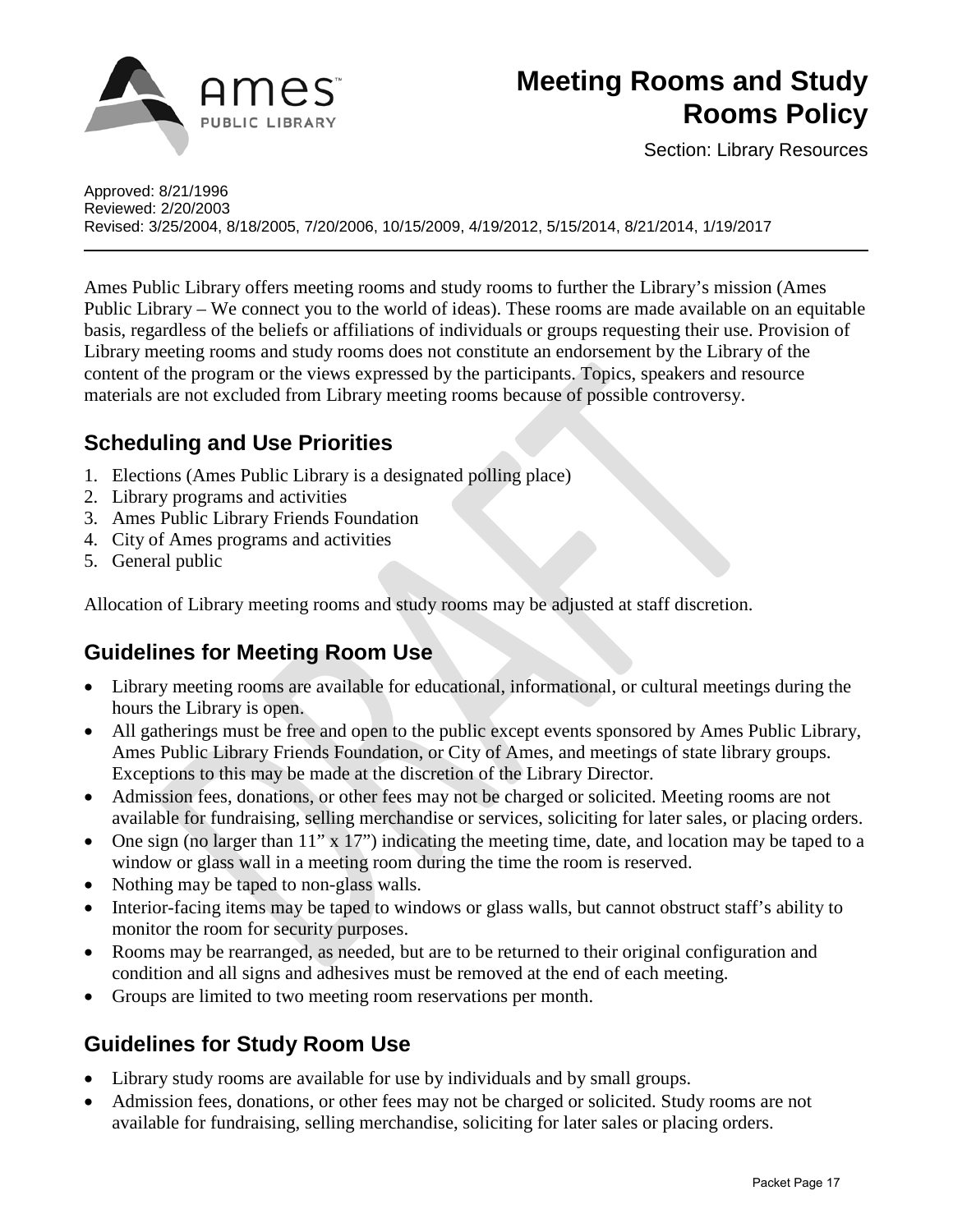# Meeting Rooms and Study Rooms Policy

Section: Library Resources

Approved: 8/21/1996
Reviewed: 2/20/2003
Revised: 3/25/2004, 8/18/2005, 7/20/2006, 10/15/2009, 4/19/2012, 5/15/2014, 8/21/2014, 1/19/2017

---

Ames Public Library offers meeting rooms and study rooms to further the Library's mission (Ames Public Library – We connect you to the world of ideas). These rooms are made available on an equitable basis, regardless of the beliefs or affiliations of individuals or groups requesting their use. Provision of Library meeting rooms and study rooms does not constitute an endorsement by the Library of the content of the program or the views expressed by the participants. Topics, speakers and resource materials are not excluded from Library meeting rooms because of possible controversy.

## Scheduling and Use Priorities

1. Elections (Ames Public Library is a designated polling place)
2. Library programs and activities
3. Ames Public Library Friends Foundation
4. City of Ames programs and activities
5. General public

Allocation of Library meeting rooms and study rooms may be adjusted at staff discretion.

## Guidelines for Meeting Room Use

- Library meeting rooms are available for educational, informational, or cultural meetings during the hours the Library is open.
- All gatherings must be free and open to the public except events sponsored by Ames Public Library, Ames Public Library Friends Foundation, or City of Ames, and meetings of state library groups. Exceptions to this may be made at the discretion of the Library Director.
- Admission fees, donations, or other fees may not be charged or solicited. Meeting rooms are not available for fundraising, selling merchandise or services, soliciting for later sales, or placing orders.
- One sign (no larger than 11" x 17") indicating the meeting time, date, and location may be taped to a window or glass wall in a meeting room during the time the room is reserved.
- Nothing may be taped to non-glass walls.
- Interior-facing items may be taped to windows or glass walls, but cannot obstruct staff's ability to monitor the room for security purposes.
- Rooms may be rearranged, as needed, but are to be returned to their original configuration and condition and all signs and adhesives must be removed at the end of each meeting.
- Groups are limited to two meeting room reservations per month.

## Guidelines for Study Room Use

- Library study rooms are available for use by individuals and by small groups.
- Admission fees, donations, or other fees may not be charged or solicited. Study rooms are not available for fundraising, selling merchandise, soliciting for later sales or placing orders.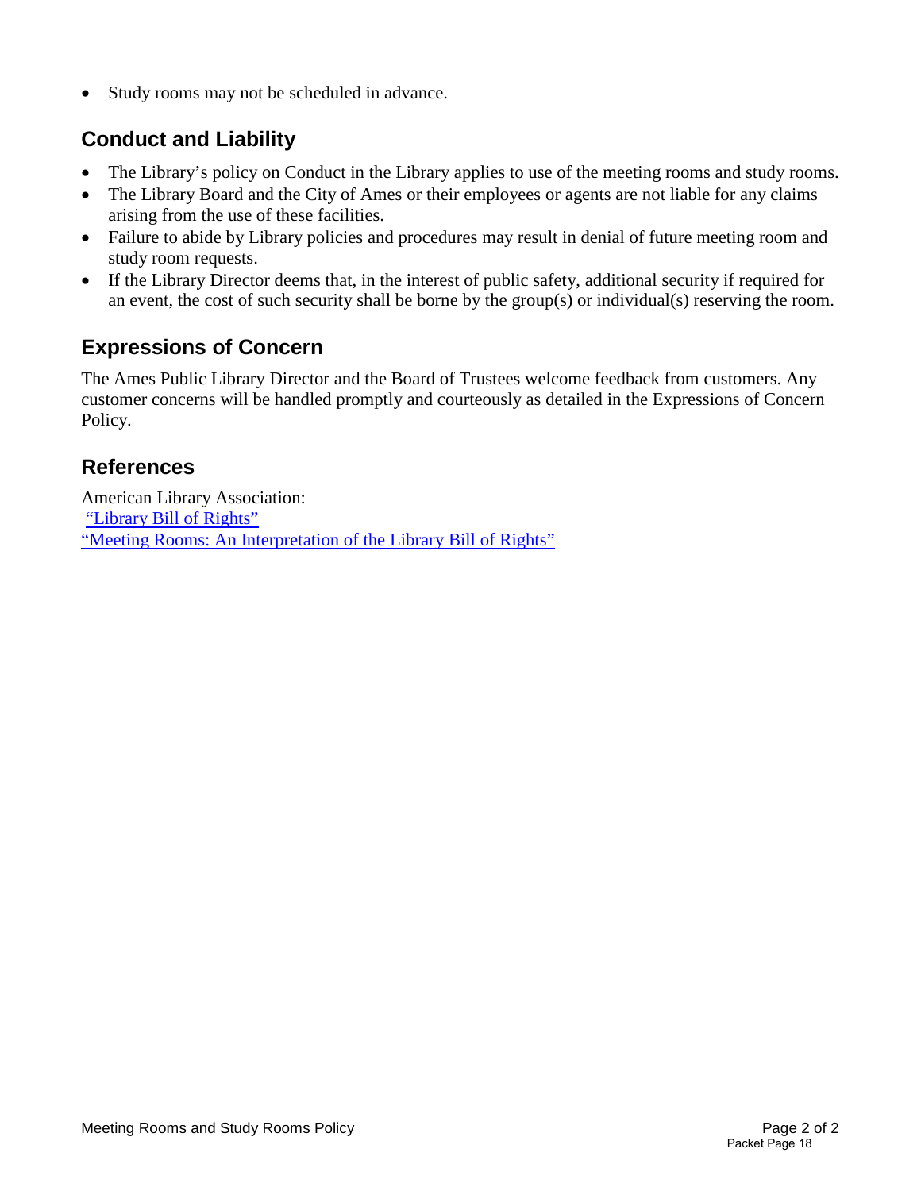- Study rooms may not be scheduled in advance.

## Conduct and Liability

- The Library's policy on Conduct in the Library applies to use of the meeting rooms and study rooms.
- The Library Board and the City of Ames or their employees or agents are not liable for any claims arising from the use of these facilities.
- Failure to abide by Library policies and procedures may result in denial of future meeting room and study room requests.
- If the Library Director deems that, in the interest of public safety, additional security if required for an event, the cost of such security shall be borne by the group(s) or individual(s) reserving the room.

## Expressions of Concern

The Ames Public Library Director and the Board of Trustees welcome feedback from customers. Any customer concerns will be handled promptly and courteously as detailed in the Expressions of Concern Policy.

## References

American Library Association:
"Library Bill of Rights"
"Meeting Rooms: An Interpretation of the Library Bill of Rights"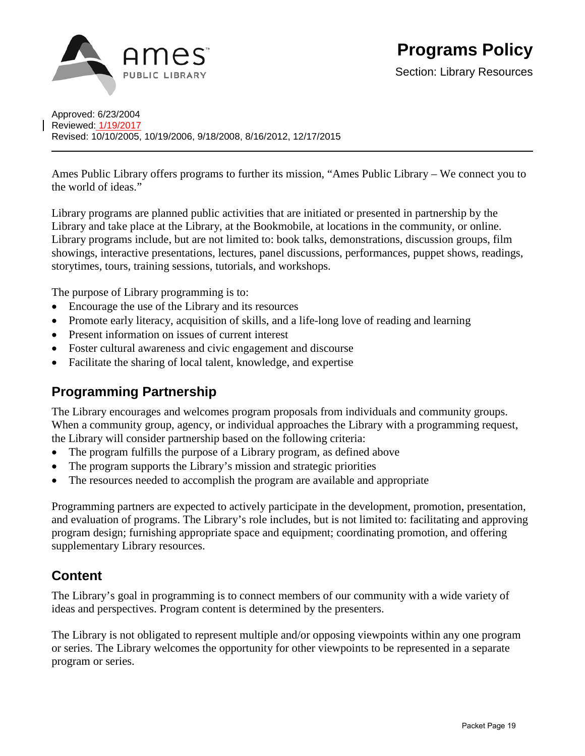# Programs Policy

Section: Library Resources

Approved: 6/23/2004
Reviewed: 1/19/2017
Revised: 10/10/2005, 10/19/2006, 9/18/2008, 8/16/2012, 12/17/2015

---

Ames Public Library offers programs to further its mission, "Ames Public Library – We connect you to the world of ideas."

Library programs are planned public activities that are initiated or presented in partnership by the Library and take place at the Library, at the Bookmobile, at locations in the community, or online. Library programs include, but are not limited to: book talks, demonstrations, discussion groups, film showings, interactive presentations, lectures, panel discussions, performances, puppet shows, readings, storytimes, tours, training sessions, tutorials, and workshops.

The purpose of Library programming is to:

- Encourage the use of the Library and its resources
- Promote early literacy, acquisition of skills, and a life-long love of reading and learning
- Present information on issues of current interest
- Foster cultural awareness and civic engagement and discourse
- Facilitate the sharing of local talent, knowledge, and expertise

## Programming Partnership

The Library encourages and welcomes program proposals from individuals and community groups. When a community group, agency, or individual approaches the Library with a programming request, the Library will consider partnership based on the following criteria:

- The program fulfills the purpose of a Library program, as defined above
- The program supports the Library's mission and strategic priorities
- The resources needed to accomplish the program are available and appropriate

Programming partners are expected to actively participate in the development, promotion, presentation, and evaluation of programs. The Library's role includes, but is not limited to: facilitating and approving program design; furnishing appropriate space and equipment; coordinating promotion, and offering supplementary Library resources.

## Content

The Library's goal in programming is to connect members of our community with a wide variety of ideas and perspectives. Program content is determined by the presenters.

The Library is not obligated to represent multiple and/or opposing viewpoints within any one program or series. The Library welcomes the opportunity for other viewpoints to be represented in a separate program or series.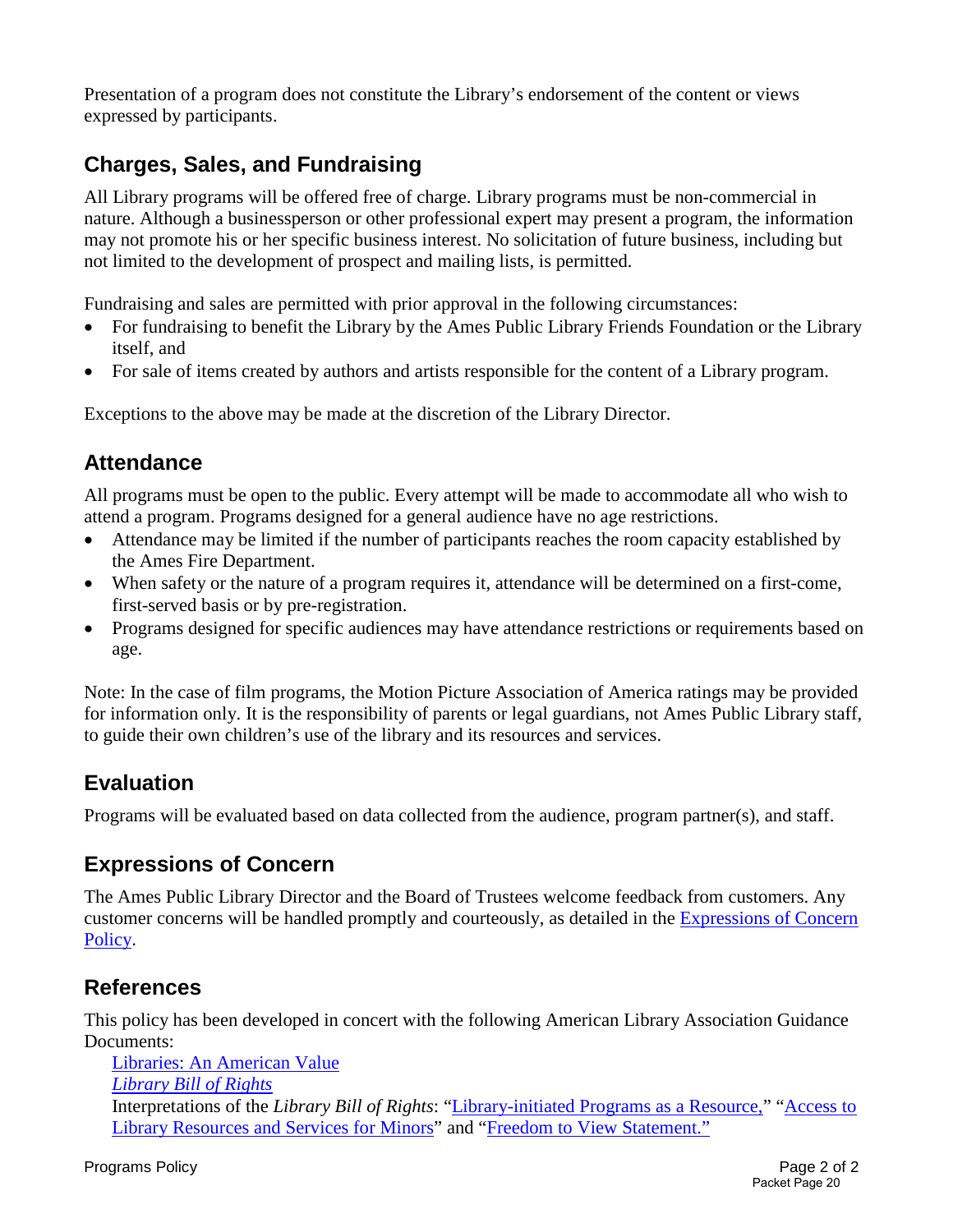Presentation of a program does not constitute the Library's endorsement of the content or views expressed by participants.

## Charges, Sales, and Fundraising

All Library programs will be offered free of charge. Library programs must be non-commercial in nature. Although a businessperson or other professional expert may present a program, the information may not promote his or her specific business interest. No solicitation of future business, including but not limited to the development of prospect and mailing lists, is permitted.

Fundraising and sales are permitted with prior approval in the following circumstances:

- For fundraising to benefit the Library by the Ames Public Library Friends Foundation or the Library itself, and
- For sale of items created by authors and artists responsible for the content of a Library program.

Exceptions to the above may be made at the discretion of the Library Director.

## Attendance

All programs must be open to the public. Every attempt will be made to accommodate all who wish to attend a program. Programs designed for a general audience have no age restrictions.

- Attendance may be limited if the number of participants reaches the room capacity established by the Ames Fire Department.
- When safety or the nature of a program requires it, attendance will be determined on a first-come, first-served basis or by pre-registration.
- Programs designed for specific audiences may have attendance restrictions or requirements based on age.

Note: In the case of film programs, the Motion Picture Association of America ratings may be provided for information only. It is the responsibility of parents or legal guardians, not Ames Public Library staff, to guide their own children's use of the library and its resources and services.

## Evaluation

Programs will be evaluated based on data collected from the audience, program partner(s), and staff.

## Expressions of Concern

The Ames Public Library Director and the Board of Trustees welcome feedback from customers. Any customer concerns will be handled promptly and courteously, as detailed in the Expressions of Concern Policy.

## References

This policy has been developed in concert with the following American Library Association Guidance Documents:

Libraries: An American Value
*Library Bill of Rights*
Interpretations of the *Library Bill of Rights*: "Library-initiated Programs as a Resource," "Access to Library Resources and Services for Minors" and "Freedom to View Statement."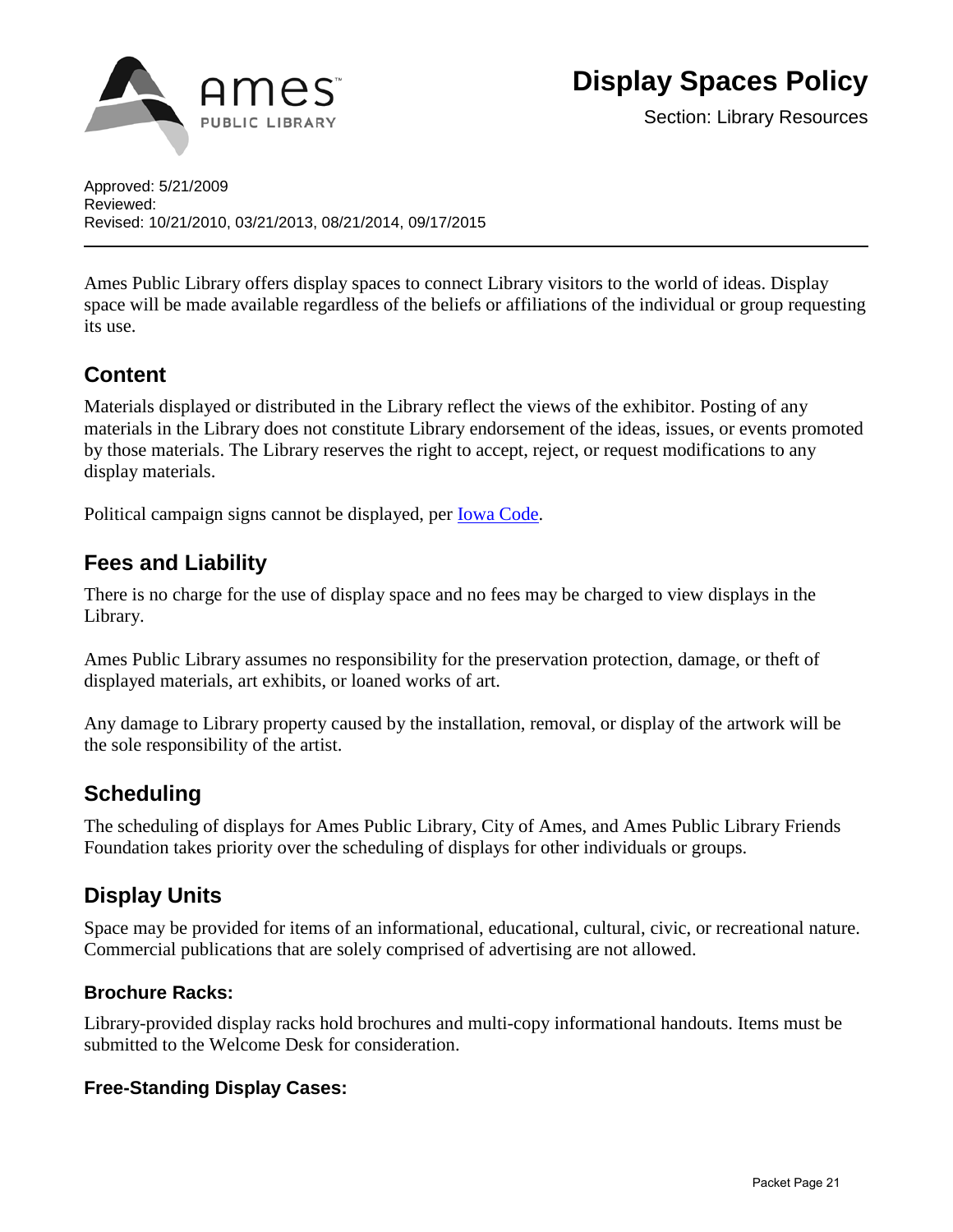Ames Public Library

# Display Spaces Policy

Section: Library Resources

Approved: 5/21/2009
Reviewed:
Revised: 10/21/2010, 03/21/2013, 08/21/2014, 09/17/2015

---

Ames Public Library offers display spaces to connect Library visitors to the world of ideas. Display space will be made available regardless of the beliefs or affiliations of the individual or group requesting its use.

## Content

Materials displayed or distributed in the Library reflect the views of the exhibitor. Posting of any materials in the Library does not constitute Library endorsement of the ideas, issues, or events promoted by those materials. The Library reserves the right to accept, reject, or request modifications to any display materials.

Political campaign signs cannot be displayed, per Iowa Code.

## Fees and Liability

There is no charge for the use of display space and no fees may be charged to view displays in the Library.

Ames Public Library assumes no responsibility for the preservation protection, damage, or theft of displayed materials, art exhibits, or loaned works of art.

Any damage to Library property caused by the installation, removal, or display of the artwork will be the sole responsibility of the artist.

## Scheduling

The scheduling of displays for Ames Public Library, City of Ames, and Ames Public Library Friends Foundation takes priority over the scheduling of displays for other individuals or groups.

## Display Units

Space may be provided for items of an informational, educational, cultural, civic, or recreational nature. Commercial publications that are solely comprised of advertising are not allowed.

### Brochure Racks:

Library-provided display racks hold brochures and multi-copy informational handouts. Items must be submitted to the Welcome Desk for consideration.

### Free-Standing Display Cases: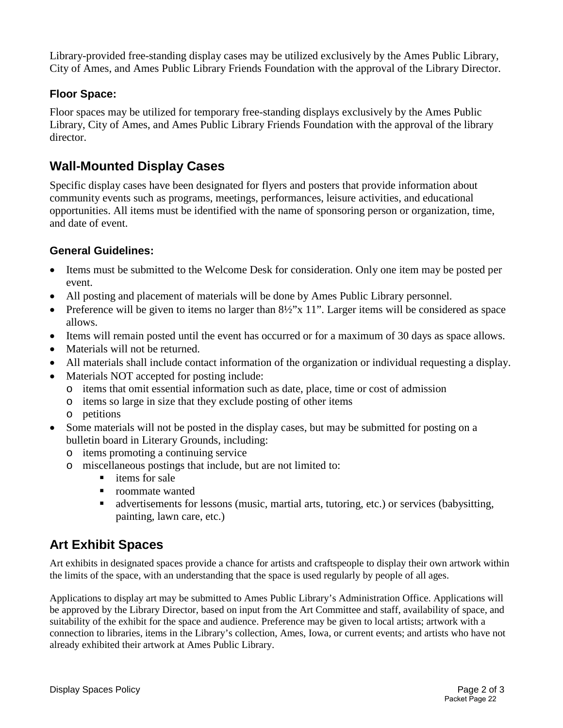Library-provided free-standing display cases may be utilized exclusively by the Ames Public Library, City of Ames, and Ames Public Library Friends Foundation with the approval of the Library Director.

### Floor Space:

Floor spaces may be utilized for temporary free-standing displays exclusively by the Ames Public Library, City of Ames, and Ames Public Library Friends Foundation with the approval of the library director.

## Wall-Mounted Display Cases

Specific display cases have been designated for flyers and posters that provide information about community events such as programs, meetings, performances, leisure activities, and educational opportunities. All items must be identified with the name of sponsoring person or organization, time, and date of event.

### General Guidelines:

- Items must be submitted to the Welcome Desk for consideration. Only one item may be posted per event.
- All posting and placement of materials will be done by Ames Public Library personnel.
- Preference will be given to items no larger than 8½"x 11". Larger items will be considered as space allows.
- Items will remain posted until the event has occurred or for a maximum of 30 days as space allows.
- Materials will not be returned.
- All materials shall include contact information of the organization or individual requesting a display.
- Materials NOT accepted for posting include:
  - items that omit essential information such as date, place, time or cost of admission
  - items so large in size that they exclude posting of other items
  - petitions
- Some materials will not be posted in the display cases, but may be submitted for posting on a bulletin board in Literary Grounds, including:
  - items promoting a continuing service
  - miscellaneous postings that include, but are not limited to:
    - items for sale
    - roommate wanted
    - advertisements for lessons (music, martial arts, tutoring, etc.) or services (babysitting, painting, lawn care, etc.)

## Art Exhibit Spaces

Art exhibits in designated spaces provide a chance for artists and craftspeople to display their own artwork within the limits of the space, with an understanding that the space is used regularly by people of all ages.

Applications to display art may be submitted to Ames Public Library's Administration Office. Applications will be approved by the Library Director, based on input from the Art Committee and staff, availability of space, and suitability of the exhibit for the space and audience. Preference may be given to local artists; artwork with a connection to libraries, items in the Library's collection, Ames, Iowa, or current events; and artists who have not already exhibited their artwork at Ames Public Library.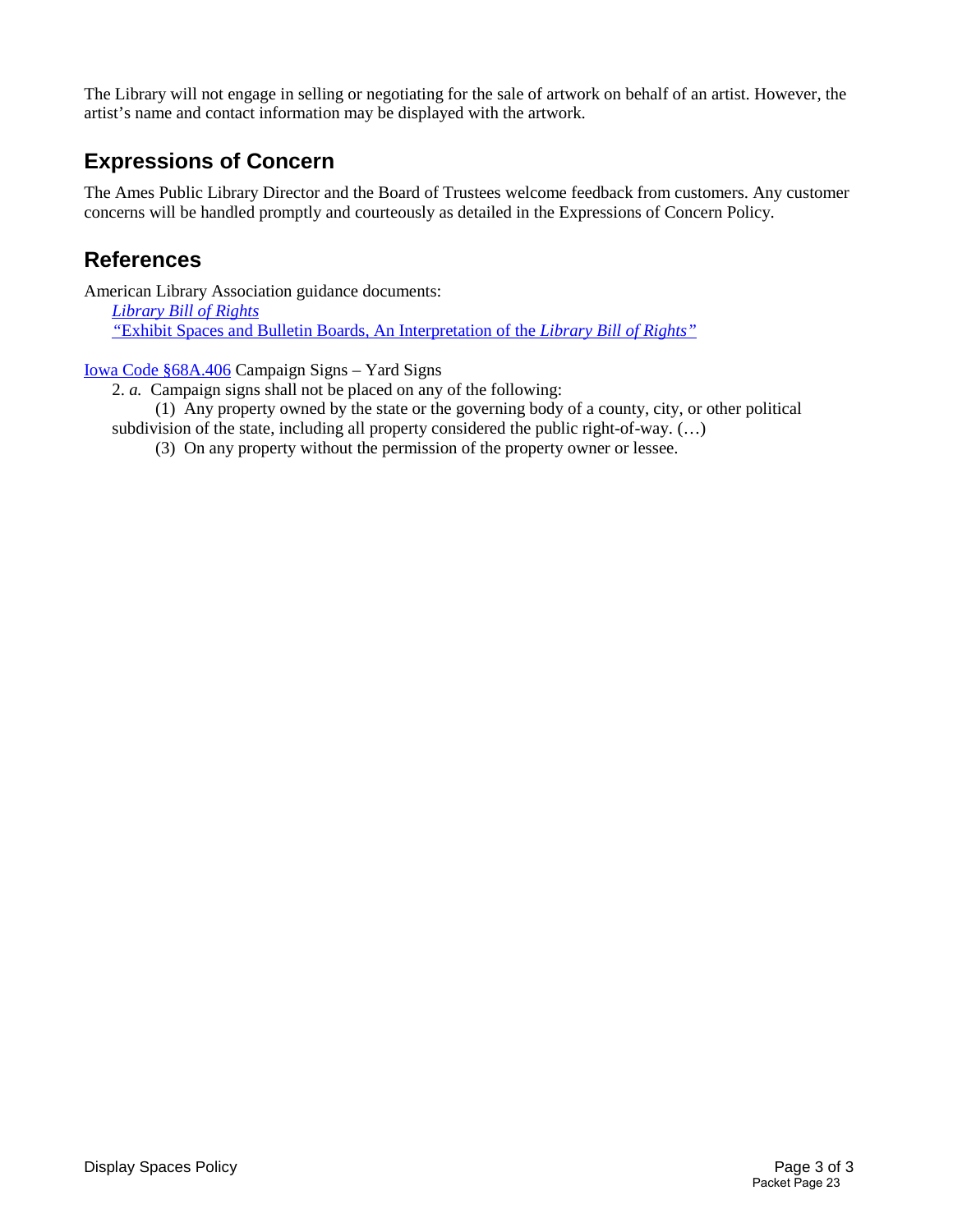The Library will not engage in selling or negotiating for the sale of artwork on behalf of an artist. However, the artist's name and contact information may be displayed with the artwork.

## Expressions of Concern

The Ames Public Library Director and the Board of Trustees welcome feedback from customers. Any customer concerns will be handled promptly and courteously as detailed in the Expressions of Concern Policy.

## References

American Library Association guidance documents:

*Library Bill of Rights*

"Exhibit Spaces and Bulletin Boards, An Interpretation of the *Library Bill of Rights*"

Iowa Code §68A.406 Campaign Signs – Yard Signs

2. *a.* Campaign signs shall not be placed on any of the following:

(1) Any property owned by the state or the governing body of a county, city, or other political subdivision of the state, including all property considered the public right-of-way. (…)

(3) On any property without the permission of the property owner or lessee.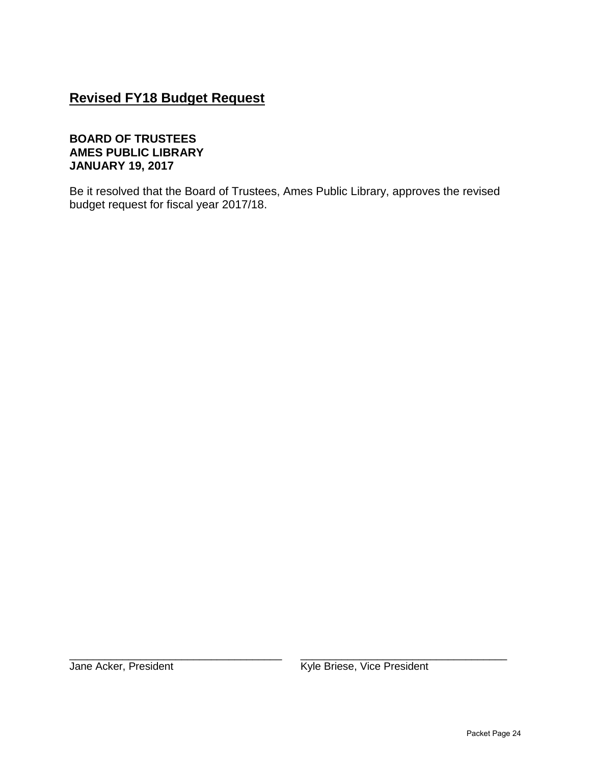# Revised FY18 Budget Request

**BOARD OF TRUSTEES**
**AMES PUBLIC LIBRARY**
**JANUARY 19, 2017**

Be it resolved that the Board of Trustees, Ames Public Library, approves the revised budget request for fiscal year 2017/18.

| ___________________________________ | ___________________________________ |
| --- | --- |
| Jane Acker, President | Kyle Briese, Vice President |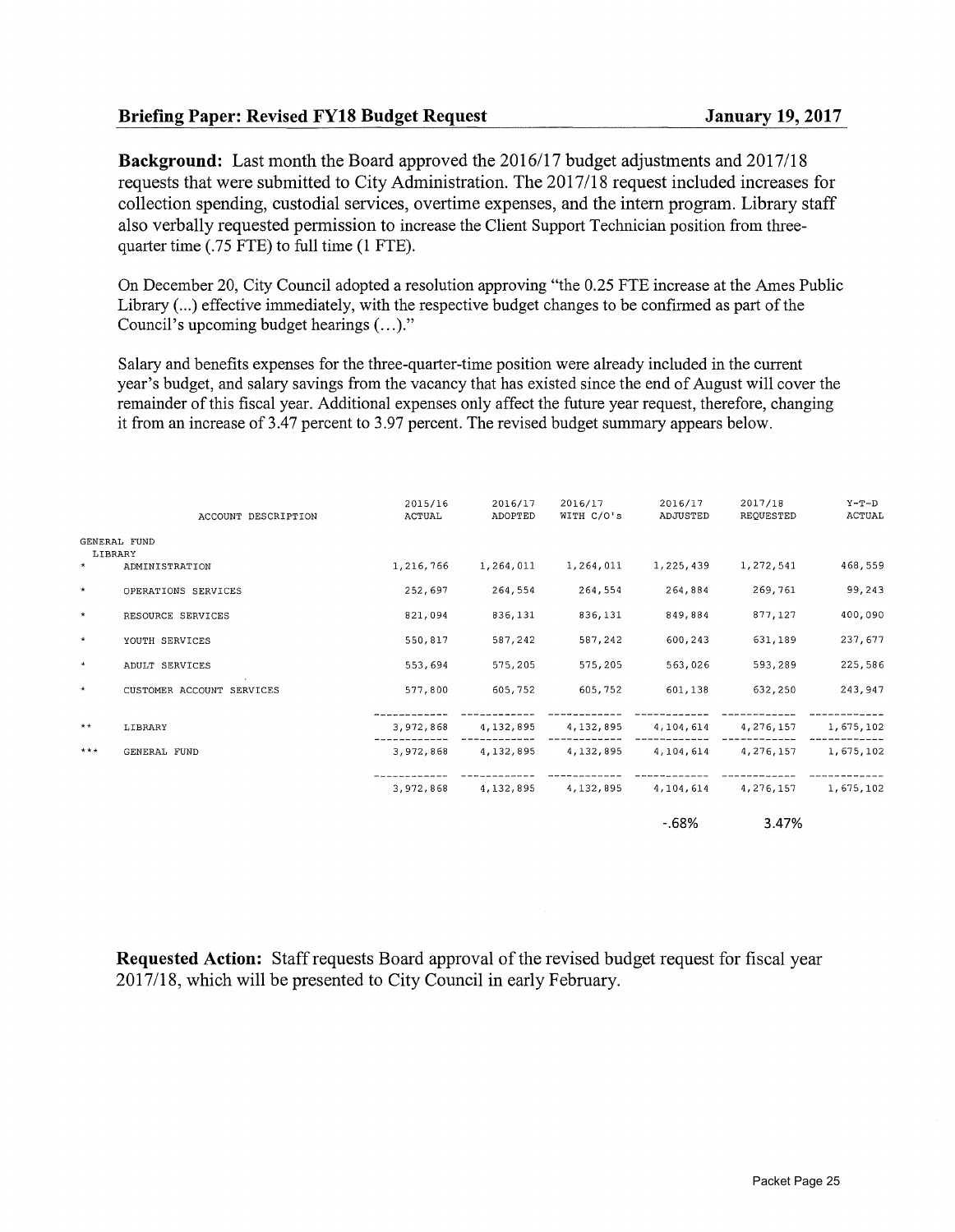**Briefing Paper: Revised FY18 Budget Request** **January 19, 2017**

**Background:** Last month the Board approved the 2016/17 budget adjustments and 2017/18 requests that were submitted to City Administration. The 2017/18 request included increases for collection spending, custodial services, overtime expenses, and the intern program. Library staff also verbally requested permission to increase the Client Support Technician position from three-quarter time (.75 FTE) to full time (1 FTE).

On December 20, City Council adopted a resolution approving "the 0.25 FTE increase at the Ames Public Library (...) effective immediately, with the respective budget changes to be confirmed as part of the Council's upcoming budget hearings (...)."

Salary and benefits expenses for the three-quarter-time position were already included in the current year's budget, and salary savings from the vacancy that has existed since the end of August will cover the remainder of this fiscal year. Additional expenses only affect the future year request, therefore, changing it from an increase of 3.47 percent to 3.97 percent. The revised budget summary appears below.

| | ACCOUNT DESCRIPTION | 2015/16 ACTUAL | 2016/17 ADOPTED | 2016/17 WITH C/O's | 2016/17 ADJUSTED | 2017/18 REQUESTED | Y-T-D ACTUAL |
|---|---|---|---|---|---|---|---|
| | GENERAL FUND | | | | | | |
| | LIBRARY | | | | | | |
| * | ADMINISTRATION | 1,216,766 | 1,264,011 | 1,264,011 | 1,225,439 | 1,272,541 | 468,559 |
| * | OPERATIONS SERVICES | 252,697 | 264,554 | 264,554 | 264,884 | 269,761 | 99,243 |
| * | RESOURCE SERVICES | 821,094 | 836,131 | 836,131 | 849,884 | 877,127 | 400,090 |
| * | YOUTH SERVICES | 550,817 | 587,242 | 587,242 | 600,243 | 631,189 | 237,677 |
| * | ADULT SERVICES | 553,694 | 575,205 | 575,205 | 563,026 | 593,289 | 225,586 |
| * | CUSTOMER ACCOUNT SERVICES | 577,800 | 605,752 | 605,752 | 601,138 | 632,250 | 243,947 |
| ** | LIBRARY | 3,972,868 | 4,132,895 | 4,132,895 | 4,104,614 | 4,276,157 | 1,675,102 |
| *** | GENERAL FUND | 3,972,868 | 4,132,895 | 4,132,895 | 4,104,614 | 4,276,157 | 1,675,102 |
| | | 3,972,868 | 4,132,895 | 4,132,895 | 4,104,614 | 4,276,157 | 1,675,102 |
| | | | | | -.68% | 3.47% | |

**Requested Action:** Staff requests Board approval of the revised budget request for fiscal year 2017/18, which will be presented to City Council in early February.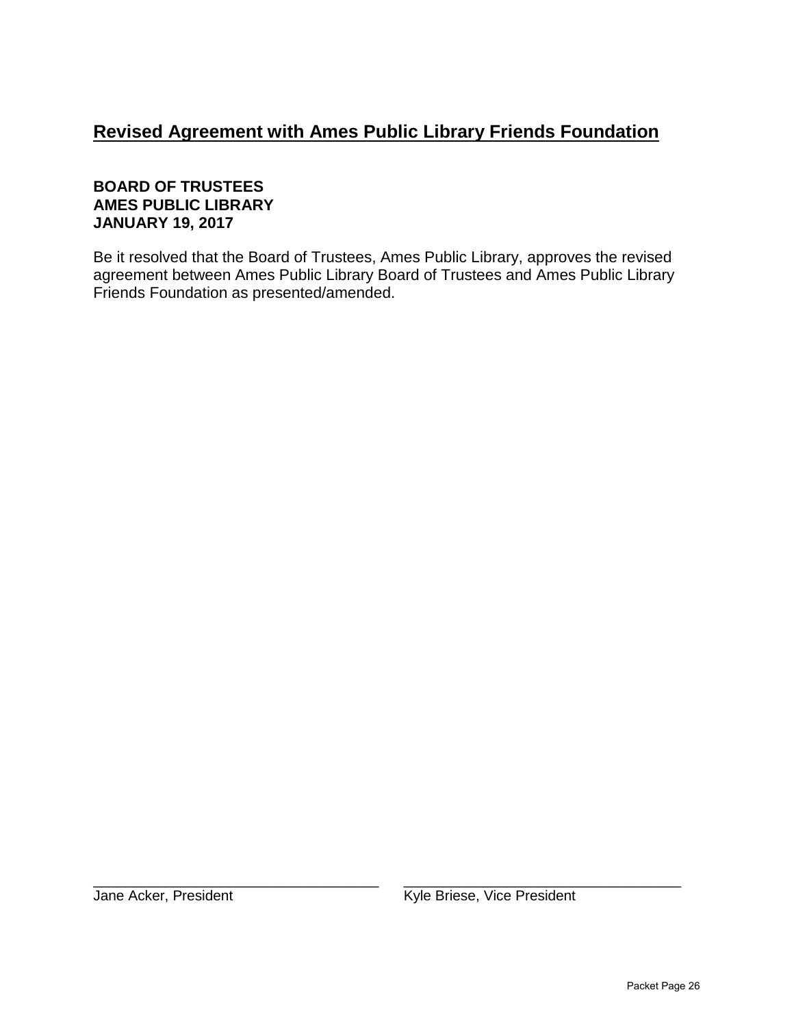## Revised Agreement with Ames Public Library Friends Foundation

**BOARD OF TRUSTEES**
**AMES PUBLIC LIBRARY**
**JANUARY 19, 2017**

Be it resolved that the Board of Trustees, Ames Public Library, approves the revised agreement between Ames Public Library Board of Trustees and Ames Public Library Friends Foundation as presented/amended.

___________________________________ ___________________________________
Jane Acker, President Kyle Briese, Vice President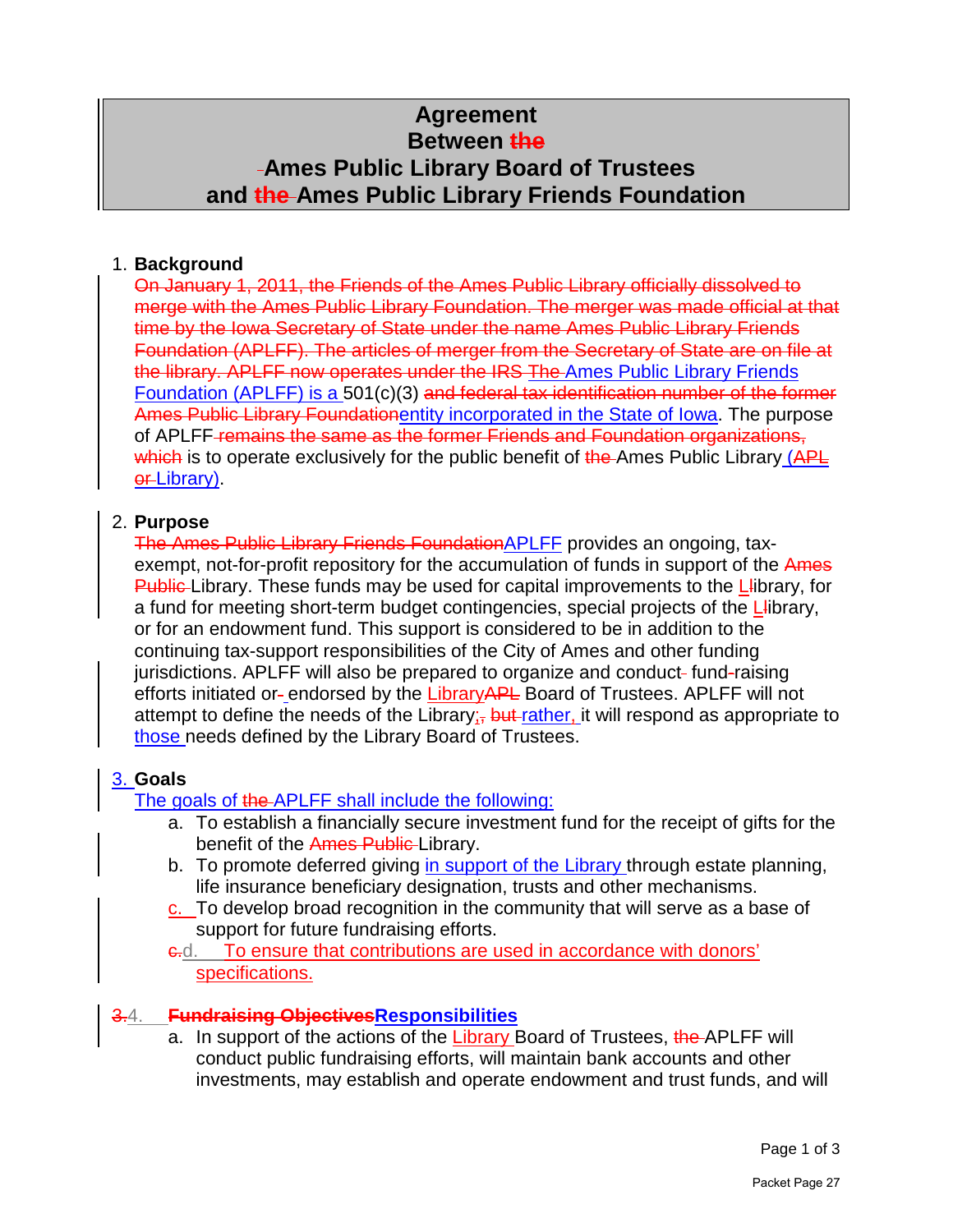# Agreement Between ~~the~~ Ames Public Library Board of Trustees and ~~the~~ Ames Public Library Friends Foundation

1. **Background**

~~On January 1, 2011, the Friends of the Ames Public Library officially dissolved to merge with the Ames Public Library Foundation. The merger was made official at that time by the Iowa Secretary of State under the name Ames Public Library Friends Foundation (APLFF). The articles of merger from the Secretary of State are on file at the library. APLFF now operates under the IRS~~ The Ames Public Library Friends Foundation (APLFF) is a 501(c)(3) ~~and federal tax identification number of the former Ames Public Library Foundation~~entity incorporated in the State of Iowa. The purpose of APLFF ~~remains the same as the former Friends and Foundation organizations, which~~ is to operate exclusively for the public benefit of ~~the~~ Ames Public Library (~~APL or~~ Library).

2. **Purpose**

~~The Ames Public Library Friends Foundation~~APLFF provides an ongoing, tax-exempt, not-for-profit repository for the accumulation of funds in support of the ~~Ames Public~~ Library. These funds may be used for capital improvements to the ~~l~~Library, for a fund for meeting short-term budget contingencies, special projects of the ~~l~~Library, or for an endowment fund. This support is considered to be in addition to the continuing tax-support responsibilities of the City of Ames and other funding jurisdictions. APLFF will also be prepared to organize and conduct~~-~~ fund~~-~~raising efforts initiated or~~-~~ endorsed by the Library~~APL~~ Board of Trustees. APLFF will not attempt to define the needs of the Library;~~,~~ ~~but~~ rather, it will respond as appropriate to those needs defined by the Library Board of Trustees.

3. **Goals**

The goals of ~~the~~ APLFF shall include the following:

a. To establish a financially secure investment fund for the receipt of gifts for the benefit of the ~~Ames Public~~ Library.
b. To promote deferred giving in support of the Library through estate planning, life insurance beneficiary designation, trusts and other mechanisms.
c. To develop broad recognition in the community that will serve as a base of support for future fundraising efforts.
~~c.~~d. To ensure that contributions are used in accordance with donors' specifications.

~~3.~~4. **~~Fundraising Objectives~~Responsibilities**

a. In support of the actions of the Library Board of Trustees, ~~the~~ APLFF will conduct public fundraising efforts, will maintain bank accounts and other investments, may establish and operate endowment and trust funds, and will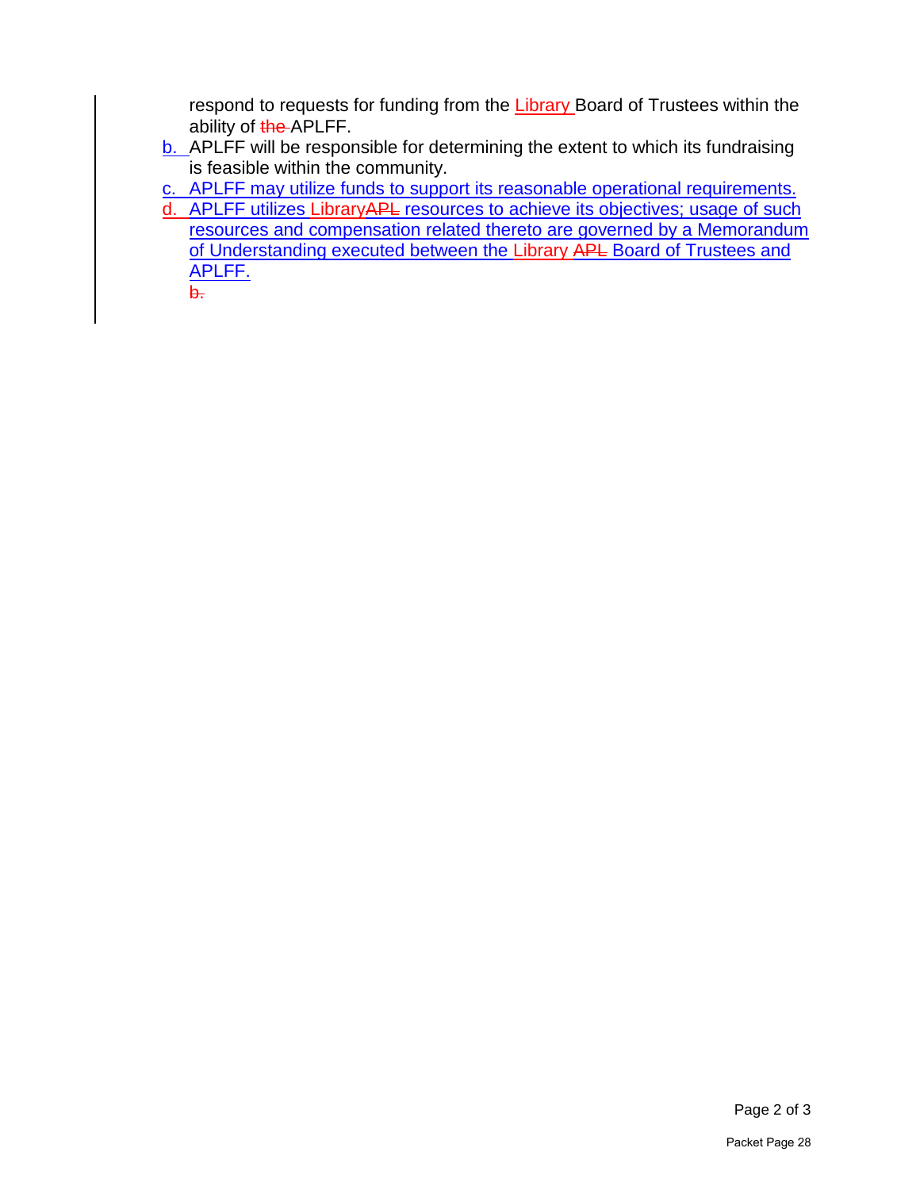respond to requests for funding from the Library Board of Trustees within the ability of ~~the~~ APLFF.

b. APLFF will be responsible for determining the extent to which its fundraising is feasible within the community.

c. APLFF may utilize funds to support its reasonable operational requirements.

d. APLFF utilizes Library~~APL~~ resources to achieve its objectives; usage of such resources and compensation related thereto are governed by a Memorandum of Understanding executed between the Library ~~APL~~ Board of Trustees and APLFF.

~~b.~~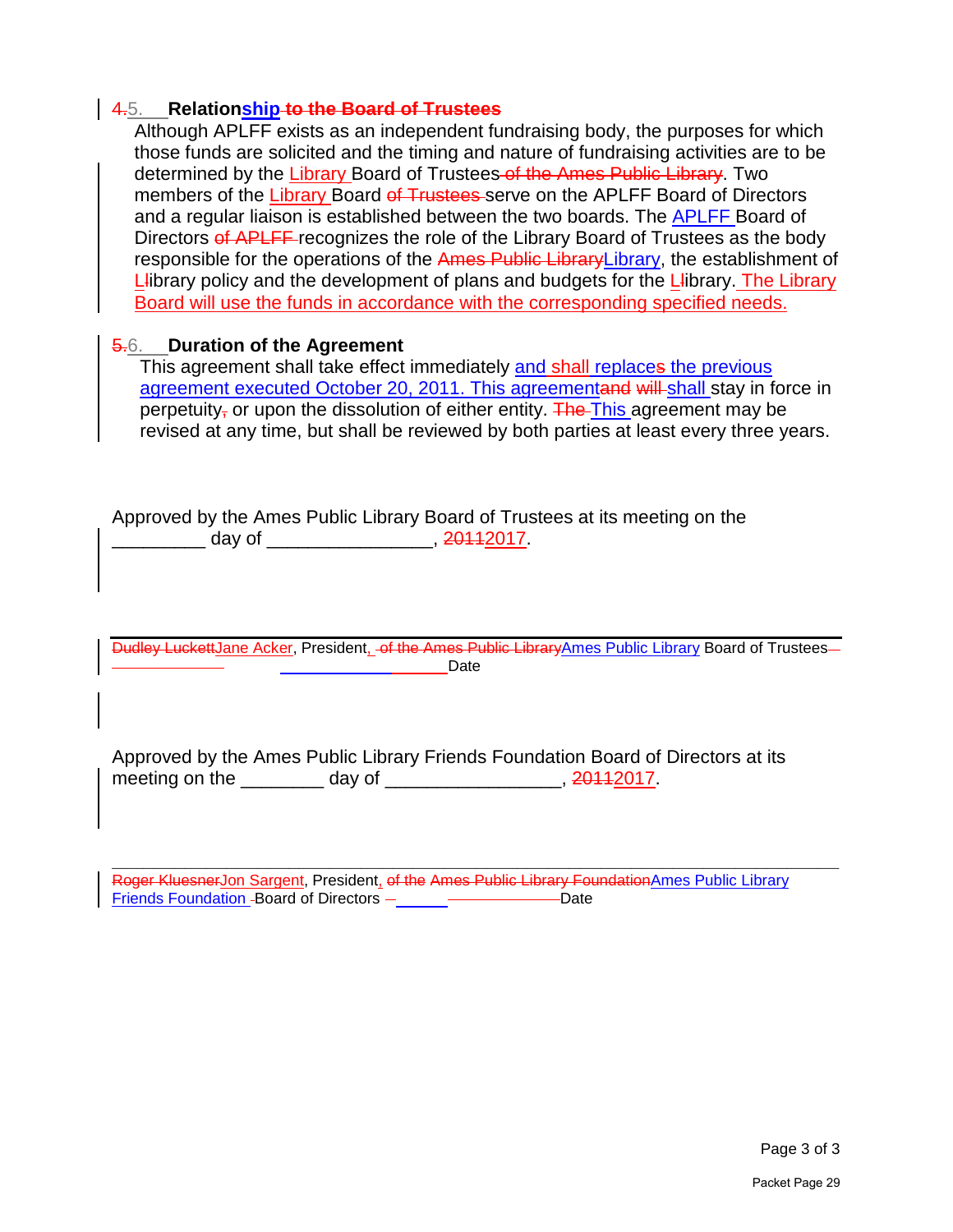## ~~4.~~5. **Relationship ~~to the Board of Trustees~~**

Although APLFF exists as an independent fundraising body, the purposes for which those funds are solicited and the timing and nature of fundraising activities are to be determined by the Library Board of Trustees ~~of the Ames Public Library~~. Two members of the Library Board ~~of Trustees~~ serve on the APLFF Board of Directors and a regular liaison is established between the two boards. The APLFF Board of Directors ~~of APLFF~~ recognizes the role of the Library Board of Trustees as the body responsible for the operations of the ~~Ames Public Library~~Library, the establishment of L~~l~~ibrary policy and the development of plans and budgets for the L~~l~~ibrary. The Library Board will use the funds in accordance with the corresponding specified needs.

## ~~5.~~6. **Duration of the Agreement**

This agreement shall take effect immediately and shall replace~~s~~ the previous agreement executed October 20, 2011. This agreement~~and will~~ shall stay in force in perpetuity~~,~~ or upon the dissolution of either entity. ~~The~~ This agreement may be revised at any time, but shall be reviewed by both parties at least every three years.

Approved by the Ames Public Library Board of Trustees at its meeting on the _________ day of ________________, ~~2011~~2017.

---

~~Dudley Luckett~~Jane Acker, President, ~~of the Ames Public Library~~Ames Public Library Board of Trustees ______________ Date

Approved by the Ames Public Library Friends Foundation Board of Directors at its meeting on the ________ day of ________________, ~~2011~~2017.

---

~~Roger Kluesner~~Jon Sargent, President, ~~of the Ames Public Library Foundation~~Ames Public Library Friends Foundation Board of Directors ______________ Date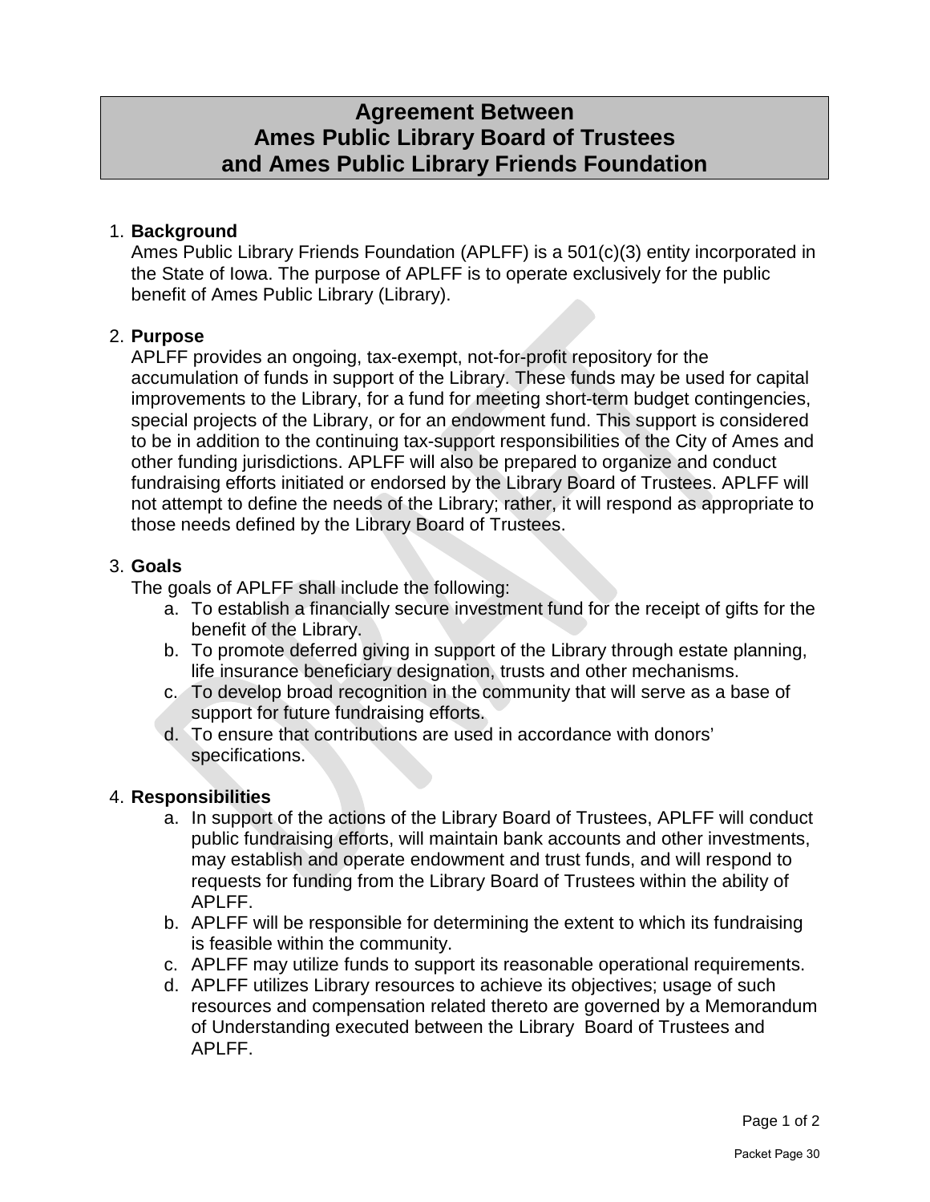# Agreement Between Ames Public Library Board of Trustees and Ames Public Library Friends Foundation

1. **Background**
   Ames Public Library Friends Foundation (APLFF) is a 501(c)(3) entity incorporated in the State of Iowa. The purpose of APLFF is to operate exclusively for the public benefit of Ames Public Library (Library).

2. **Purpose**
   APLFF provides an ongoing, tax-exempt, not-for-profit repository for the accumulation of funds in support of the Library. These funds may be used for capital improvements to the Library, for a fund for meeting short-term budget contingencies, special projects of the Library, or for an endowment fund. This support is considered to be in addition to the continuing tax-support responsibilities of the City of Ames and other funding jurisdictions. APLFF will also be prepared to organize and conduct fundraising efforts initiated or endorsed by the Library Board of Trustees. APLFF will not attempt to define the needs of the Library; rather, it will respond as appropriate to those needs defined by the Library Board of Trustees.

3. **Goals**
   The goals of APLFF shall include the following:
   a. To establish a financially secure investment fund for the receipt of gifts for the benefit of the Library.
   b. To promote deferred giving in support of the Library through estate planning, life insurance beneficiary designation, trusts and other mechanisms.
   c. To develop broad recognition in the community that will serve as a base of support for future fundraising efforts.
   d. To ensure that contributions are used in accordance with donors' specifications.

4. **Responsibilities**
   a. In support of the actions of the Library Board of Trustees, APLFF will conduct public fundraising efforts, will maintain bank accounts and other investments, may establish and operate endowment and trust funds, and will respond to requests for funding from the Library Board of Trustees within the ability of APLFF.
   b. APLFF will be responsible for determining the extent to which its fundraising is feasible within the community.
   c. APLFF may utilize funds to support its reasonable operational requirements.
   d. APLFF utilizes Library resources to achieve its objectives; usage of such resources and compensation related thereto are governed by a Memorandum of Understanding executed between the Library Board of Trustees and APLFF.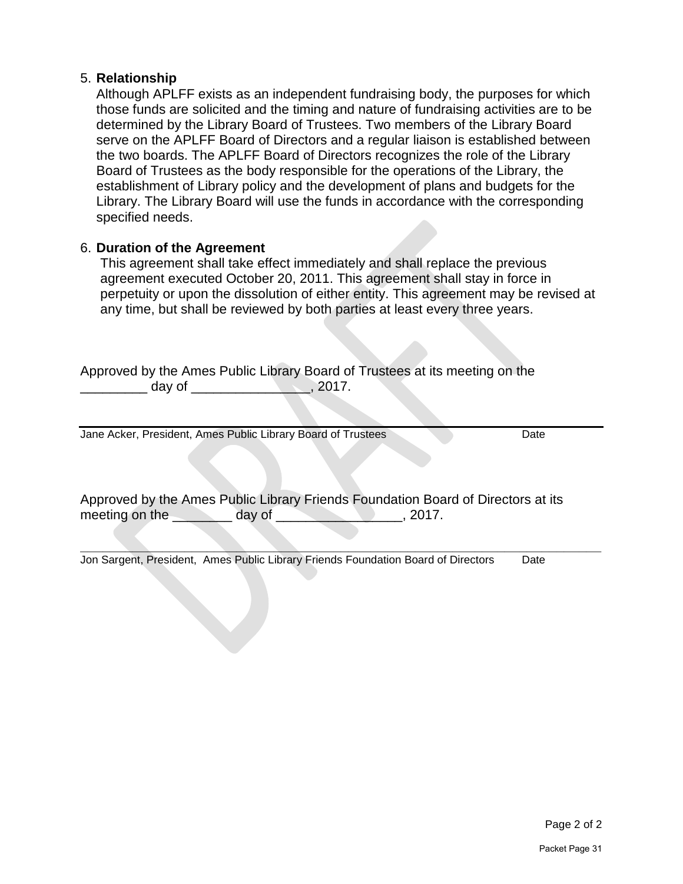5. **Relationship**

   Although APLFF exists as an independent fundraising body, the purposes for which those funds are solicited and the timing and nature of fundraising activities are to be determined by the Library Board of Trustees. Two members of the Library Board serve on the APLFF Board of Directors and a regular liaison is established between the two boards. The APLFF Board of Directors recognizes the role of the Library Board of Trustees as the body responsible for the operations of the Library, the establishment of Library policy and the development of plans and budgets for the Library. The Library Board will use the funds in accordance with the corresponding specified needs.

6. **Duration of the Agreement**

   This agreement shall take effect immediately and shall replace the previous agreement executed October 20, 2011. This agreement shall stay in force in perpetuity or upon the dissolution of either entity. This agreement may be revised at any time, but shall be reviewed by both parties at least every three years.

Approved by the Ames Public Library Board of Trustees at its meeting on the _________ day of ________________, 2017.

___________________________________________________________________________

Jane Acker, President, Ames Public Library Board of Trustees Date

Approved by the Ames Public Library Friends Foundation Board of Directors at its meeting on the ________ day of _________________, 2017.

___________________________________________________________________________

Jon Sargent, President, Ames Public Library Friends Foundation Board of Directors Date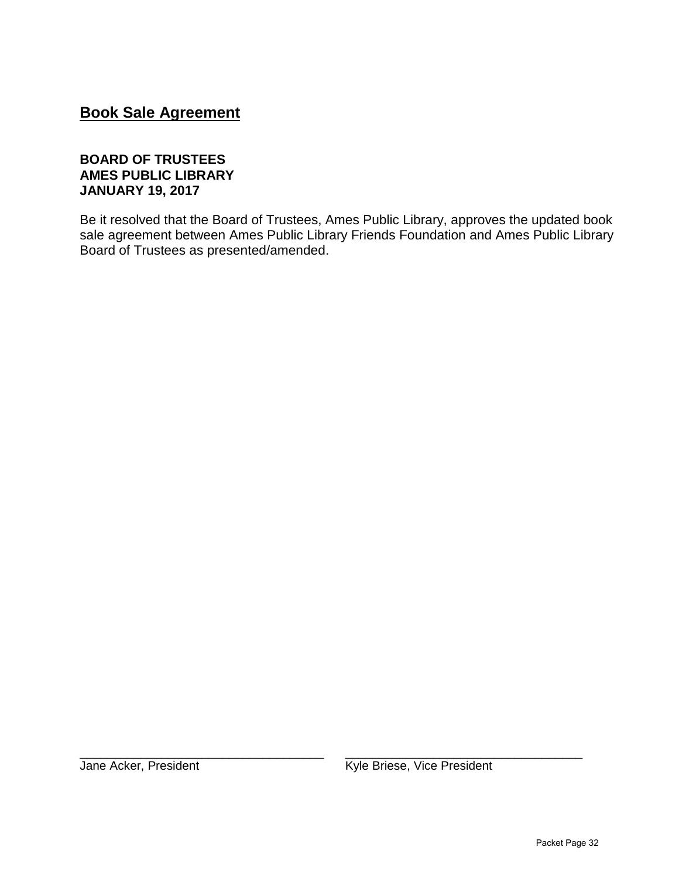## Book Sale Agreement

**BOARD OF TRUSTEES**
**AMES PUBLIC LIBRARY**
**JANUARY 19, 2017**

Be it resolved that the Board of Trustees, Ames Public Library, approves the updated book sale agreement between Ames Public Library Friends Foundation and Ames Public Library Board of Trustees as presented/amended.

\_\_\_\_\_\_\_\_\_\_\_\_\_\_\_\_\_\_\_\_\_\_\_\_\_\_\_\_\_\_\_\_\_\_\_\_
Jane Acker, President

\_\_\_\_\_\_\_\_\_\_\_\_\_\_\_\_\_\_\_\_\_\_\_\_\_\_\_\_\_\_\_\_\_\_\_\_
Kyle Briese, Vice President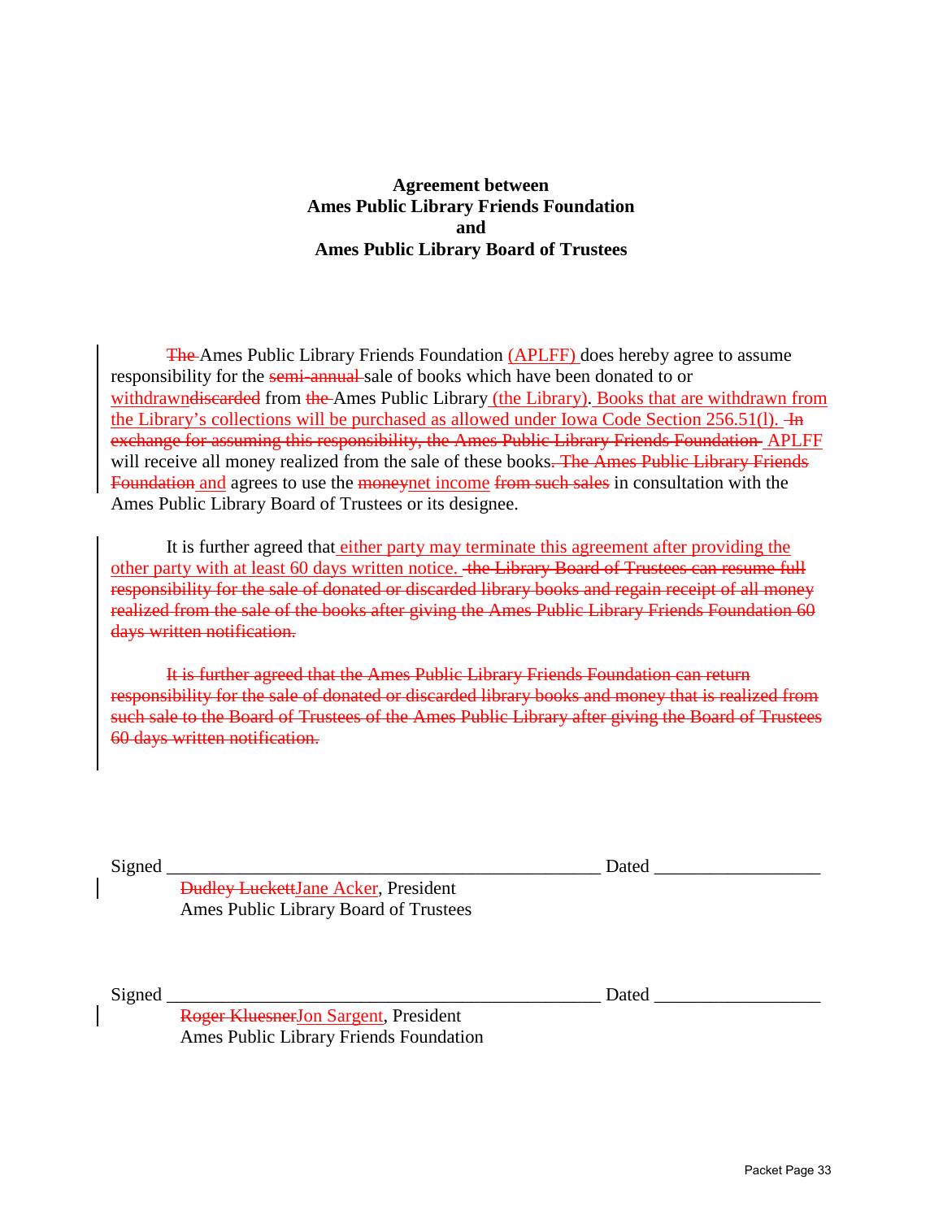**Agreement between**
**Ames Public Library Friends Foundation**
**and**
**Ames Public Library Board of Trustees**

~~The~~ Ames Public Library Friends Foundation (APLFF) does hereby agree to assume responsibility for the ~~semi-annual~~ sale of books which have been donated to or withdrawn~~discarded~~ from ~~the~~ Ames Public Library (the Library). Books that are withdrawn from the Library's collections will be purchased as allowed under Iowa Code Section 256.51(l). ~~In exchange for assuming this responsibility, the Ames Public Library Friends Foundation~~ APLFF will receive all money realized from the sale of these books~~. The Ames Public Library Friends Foundation~~ and agrees to use the ~~money~~net income ~~from such sales~~ in consultation with the Ames Public Library Board of Trustees or its designee.

It is further agreed that either party may terminate this agreement after providing the other party with at least 60 days written notice. ~~the Library Board of Trustees can resume full responsibility for the sale of donated or discarded library books and regain receipt of all money realized from the sale of the books after giving the Ames Public Library Friends Foundation 60 days written notification.~~

~~It is further agreed that the Ames Public Library Friends Foundation can return responsibility for the sale of donated or discarded library books and money that is realized from such sale to the Board of Trustees of the Ames Public Library after giving the Board of Trustees 60 days written notification.~~

Signed \_\_\_\_\_\_\_\_\_\_\_\_\_\_\_\_\_\_\_\_\_\_\_\_\_\_\_\_\_\_\_\_\_\_\_\_\_\_\_\_\_\_ Dated \_\_\_\_\_\_\_\_\_\_\_\_\_\_\_\_

~~Dudley Luckett~~Jane Acker, President
Ames Public Library Board of Trustees

Signed \_\_\_\_\_\_\_\_\_\_\_\_\_\_\_\_\_\_\_\_\_\_\_\_\_\_\_\_\_\_\_\_\_\_\_\_\_\_\_\_\_\_ Dated \_\_\_\_\_\_\_\_\_\_\_\_\_\_\_\_

~~Roger Kluesner~~Jon Sargent, President
Ames Public Library Friends Foundation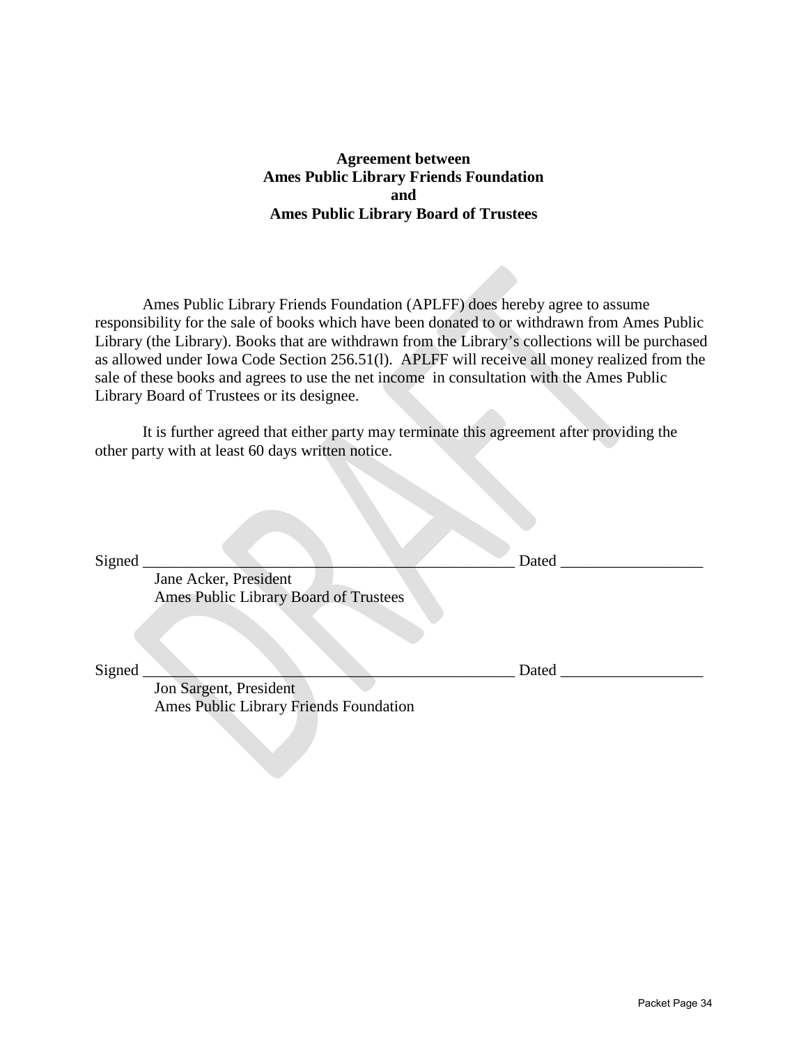**Agreement between**
**Ames Public Library Friends Foundation**
**and**
**Ames Public Library Board of Trustees**

Ames Public Library Friends Foundation (APLFF) does hereby agree to assume responsibility for the sale of books which have been donated to or withdrawn from Ames Public Library (the Library). Books that are withdrawn from the Library's collections will be purchased as allowed under Iowa Code Section 256.51(l). APLFF will receive all money realized from the sale of these books and agrees to use the net income in consultation with the Ames Public Library Board of Trustees or its designee.

It is further agreed that either party may terminate this agreement after providing the other party with at least 60 days written notice.

Signed _______________________________________________ Dated __________________
Jane Acker, President
Ames Public Library Board of Trustees

Signed _______________________________________________ Dated __________________
Jon Sargent, President
Ames Public Library Friends Foundation

DRAFT